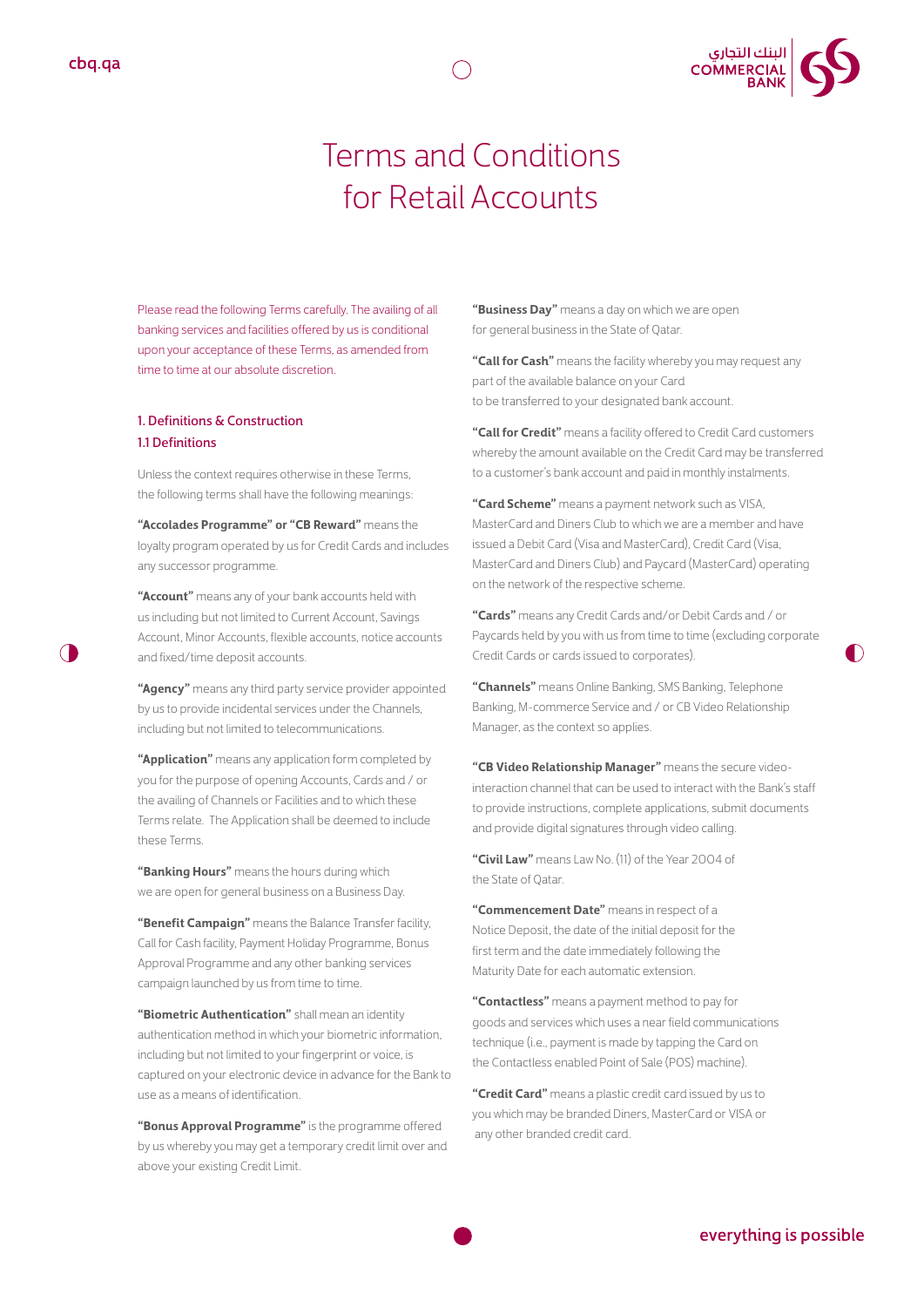# Terms and Conditions for Retail Accounts

Please read the following Terms carefully. The availing of all banking services and facilities offered by us is conditional upon your acceptance of these Terms, as amended from time to time at our absolute discretion.

## 1. Definitions & Construction

### 1.1 Definitions

Unless the context requires otherwise in these Terms, the following terms shall have the following meanings:

**"Accolades Programme" or "CB Reward"** means the loyalty program operated by us for Credit Cards and includes any successor programme.

**"Account"** means any of your bank accounts held with us including but not limited to Current Account, Savings Account, Minor Accounts, flexible accounts, notice accounts and fixed/time deposit accounts.

**"Agency"** means any third party service provider appointed by us to provide incidental services under the Channels, including but not limited to telecommunications.

**"Application"** means any application form completed by you for the purpose of opening Accounts, Cards and / or the availing of Channels or Facilities and to which these Terms relate. The Application shall be deemed to include these Terms.

**"Banking Hours"** means the hours during which we are open for general business on a Business Day.

**"Benefit Campaign"** means the Balance Transfer facility, Call for Cash facility, Payment Holiday Programme, Bonus Approval Programme and any other banking services campaign launched by us from time to time.

**"Biometric Authentication"** shall mean an identity authentication method in which your biometric information, including but not limited to your fingerprint or voice, is captured on your electronic device in advance for the Bank to use as a means of identification.

**"Bonus Approval Programme"** is the programme offered by us whereby you may get a temporary credit limit over and above your existing Credit Limit.

**"Business Day"** means a day on which we are open for general business in the State of Qatar.

**"Call for Cash"** means the facility whereby you may request any part of the available balance on your Card to be transferred to your designated bank account.

**"Call for Credit"** means a facility offered to Credit Card customers whereby the amount available on the Credit Card may be transferred to a customer's bank account and paid in monthly instalments.

**"Card Scheme"** means a payment network such as VISA, MasterCard and Diners Club to which we are a member and have issued a Debit Card (Visa and MasterCard), Credit Card (Visa, MasterCard and Diners Club) and Paycard (MasterCard) operating on the network of the respective scheme.

**"Cards"** means any Credit Cards and/or Debit Cards and / or Paycards held by you with us from time to time (excluding corporate Credit Cards or cards issued to corporates).

**"Channels"** means Online Banking, SMS Banking, Telephone Banking, M-commerce Service and / or CB Video Relationship Manager, as the context so applies.

**"CB Video Relationship Manager"** means the secure video-interaction channel that can be used to interact with the Bank's staff to provide instructions, complete applications, submit documents and provide digital signatures through video calling.

**"Civil Law"** means Law No. (11) of the Year 2004 of the State of Qatar.

**"Commencement Date"** means in respect of a Notice Deposit, the date of the initial deposit for the first term and the date immediately following the Maturity Date for each automatic extension.

**"Contactless"** means a payment method to pay for goods and services which uses a near field communications technique (i.e., payment is made by tapping the Card on the Contactless enabled Point of Sale (POS) machine).

**"Credit Card"** means a plastic credit card issued by us to you which may be branded Diners, MasterCard or VISA or any other branded credit card.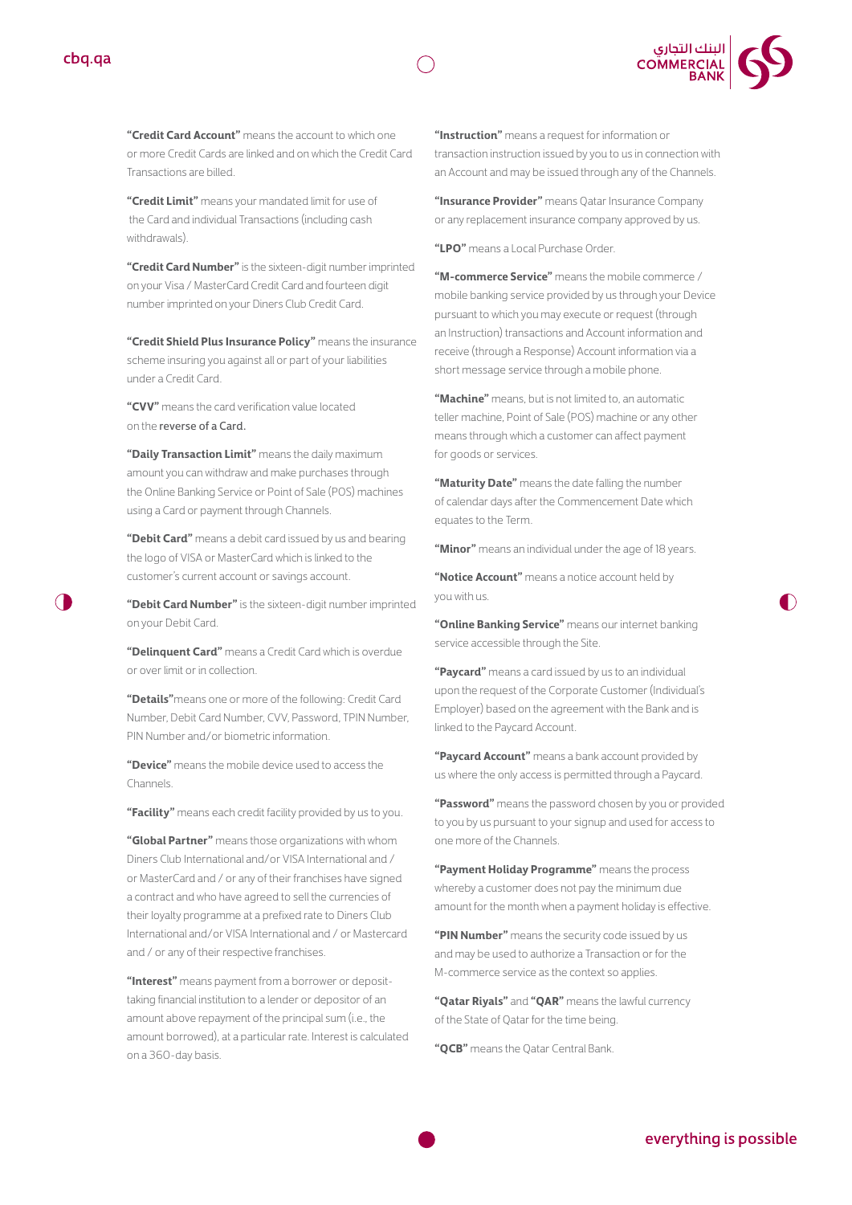**"Credit Card Account"** means the account to which one or more Credit Cards are linked and on which the Credit Card Transactions are billed.

**"Credit Limit"** means your mandated limit for use of the Card and individual Transactions (including cash withdrawals).

**"Credit Card Number"** is the sixteen-digit number imprinted on your Visa / MasterCard Credit Card and fourteen digit number imprinted on your Diners Club Credit Card.

**"Credit Shield Plus Insurance Policy"** means the insurance scheme insuring you against all or part of your liabilities under a Credit Card.

**"CVV"** means the card verification value located on the reverse of a Card.

**"Daily Transaction Limit"** means the daily maximum amount you can withdraw and make purchases through the Online Banking Service or Point of Sale (POS) machines using a Card or payment through Channels.

**"Debit Card"** means a debit card issued by us and bearing the logo of VISA or MasterCard which is linked to the customer's current account or savings account.

**"Debit Card Number"** is the sixteen-digit number imprinted on your Debit Card.

**"Delinquent Card"** means a Credit Card which is overdue or over limit or in collection.

**"Details"** means one or more of the following: Credit Card Number, Debit Card Number, CVV, Password, TPIN Number, PIN Number and/or biometric information.

**"Device"** means the mobile device used to access the Channels.

**"Facility"** means each credit facility provided by us to you.

**"Global Partner"** means those organizations with whom Diners Club International and/or VISA International and / or MasterCard and / or any of their franchises have signed a contract and who have agreed to sell the currencies of their loyalty programme at a prefixed rate to Diners Club International and/or VISA International and / or Mastercard and / or any of their respective franchises.

**"Interest"** means payment from a borrower or deposit-taking financial institution to a lender or depositor of an amount above repayment of the principal sum (i.e., the amount borrowed), at a particular rate. Interest is calculated on a 360-day basis.

**"Instruction"** means a request for information or transaction instruction issued by you to us in connection with an Account and may be issued through any of the Channels.

**"Insurance Provider"** means Qatar Insurance Company or any replacement insurance company approved by us.

**"LPO"** means a Local Purchase Order.

**"M-commerce Service"** means the mobile commerce / mobile banking service provided by us through your Device pursuant to which you may execute or request (through an Instruction) transactions and Account information and receive (through a Response) Account information via a short message service through a mobile phone.

**"Machine"** means, but is not limited to, an automatic teller machine, Point of Sale (POS) machine or any other means through which a customer can affect payment for goods or services.

**"Maturity Date"** means the date falling the number of calendar days after the Commencement Date which equates to the Term.

**"Minor"** means an individual under the age of 18 years.

**"Notice Account"** means a notice account held by you with us.

**"Online Banking Service"** means our internet banking service accessible through the Site.

**"Paycard"** means a card issued by us to an individual upon the request of the Corporate Customer (Individual's Employer) based on the agreement with the Bank and is linked to the Paycard Account.

**"Paycard Account"** means a bank account provided by us where the only access is permitted through a Paycard.

**"Password"** means the password chosen by you or provided to you by us pursuant to your signup and used for access to one more of the Channels.

**"Payment Holiday Programme"** means the process whereby a customer does not pay the minimum due amount for the month when a payment holiday is effective.

**"PIN Number"** means the security code issued by us and may be used to authorize a Transaction or for the M-commerce service as the context so applies.

**"Qatar Riyals"** and **"QAR"** means the lawful currency of the State of Qatar for the time being.

**"QCB"** means the Qatar Central Bank.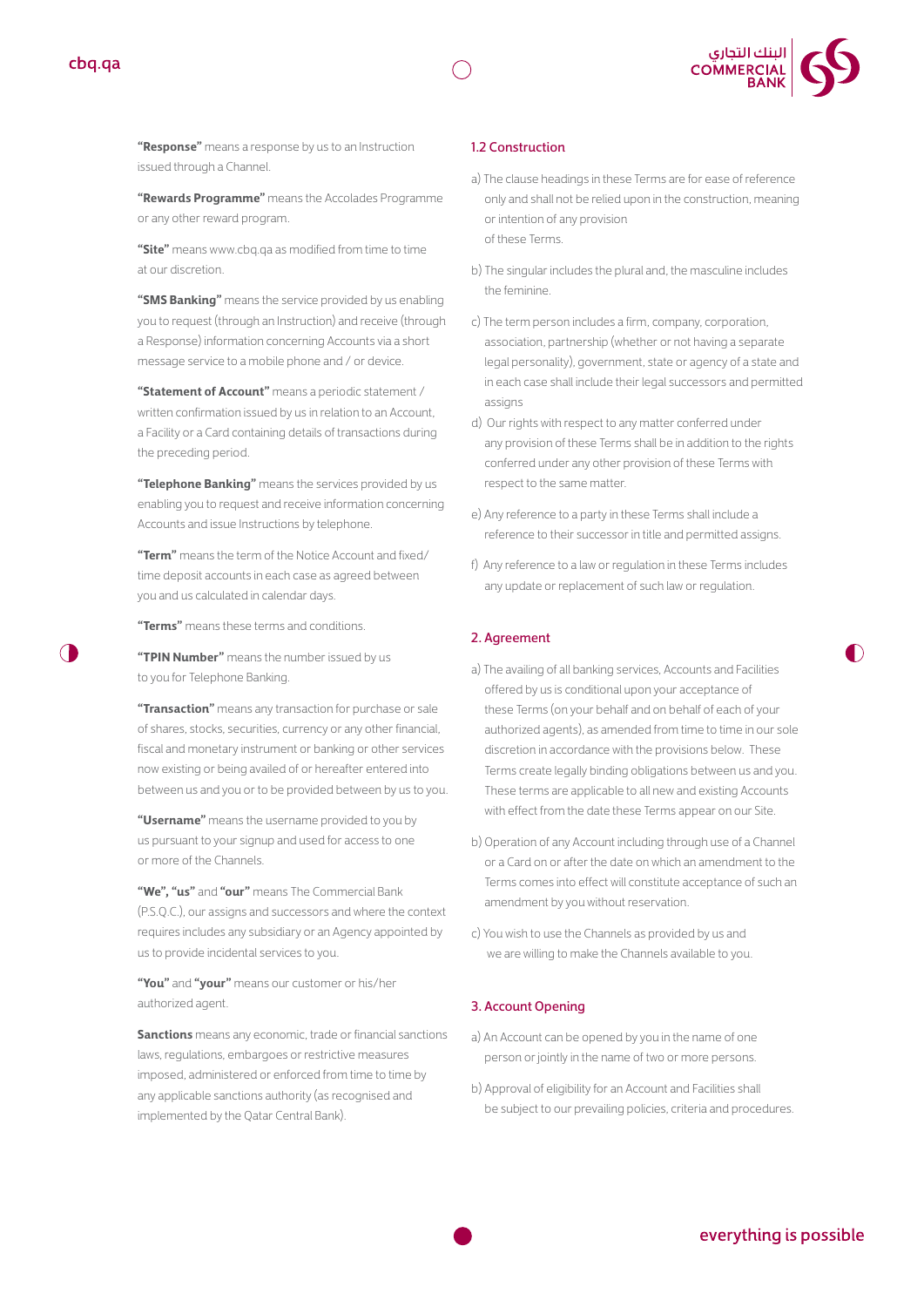**"Response"** means a response by us to an Instruction issued through a Channel.

**"Rewards Programme"** means the Accolades Programme or any other reward program.

**"Site"** means www.cbq.qa as modified from time to time at our discretion.

**"SMS Banking"** means the service provided by us enabling you to request (through an Instruction) and receive (through a Response) information concerning Accounts via a short message service to a mobile phone and / or device.

**"Statement of Account"** means a periodic statement / written confirmation issued by us in relation to an Account, a Facility or a Card containing details of transactions during the preceding period.

**"Telephone Banking"** means the services provided by us enabling you to request and receive information concerning Accounts and issue Instructions by telephone.

**"Term"** means the term of the Notice Account and fixed/ time deposit accounts in each case as agreed between you and us calculated in calendar days.

**"Terms"** means these terms and conditions.

**"TPIN Number"** means the number issued by us to you for Telephone Banking.

**"Transaction"** means any transaction for purchase or sale of shares, stocks, securities, currency or any other financial, fiscal and monetary instrument or banking or other services now existing or being availed of or hereafter entered into between us and you or to be provided between by us to you.

**"Username"** means the username provided to you by us pursuant to your signup and used for access to one or more of the Channels.

**"We", "us"** and **"our"** means The Commercial Bank (P.S.Q.C.), our assigns and successors and where the context requires includes any subsidiary or an Agency appointed by us to provide incidental services to you.

**"You"** and **"your"** means our customer or his/her authorized agent.

**Sanctions** means any economic, trade or financial sanctions laws, regulations, embargoes or restrictive measures imposed, administered or enforced from time to time by any applicable sanctions authority (as recognised and implemented by the Qatar Central Bank).

## 1.2 Construction

a) The clause headings in these Terms are for ease of reference only and shall not be relied upon in the construction, meaning or intention of any provision of these Terms.

b) The singular includes the plural and, the masculine includes the feminine.

c) The term person includes a firm, company, corporation, association, partnership (whether or not having a separate legal personality), government, state or agency of a state and in each case shall include their legal successors and permitted assigns

d) Our rights with respect to any matter conferred under any provision of these Terms shall be in addition to the rights conferred under any other provision of these Terms with respect to the same matter.

e) Any reference to a party in these Terms shall include a reference to their successor in title and permitted assigns.

f) Any reference to a law or regulation in these Terms includes any update or replacement of such law or regulation.

## 2. Agreement

a) The availing of all banking services, Accounts and Facilities offered by us is conditional upon your acceptance of these Terms (on your behalf and on behalf of each of your authorized agents), as amended from time to time in our sole discretion in accordance with the provisions below. These Terms create legally binding obligations between us and you. These terms are applicable to all new and existing Accounts with effect from the date these Terms appear on our Site.

b) Operation of any Account including through use of a Channel or a Card on or after the date on which an amendment to the Terms comes into effect will constitute acceptance of such an amendment by you without reservation.

c) You wish to use the Channels as provided by us and we are willing to make the Channels available to you.

## 3. Account Opening

a) An Account can be opened by you in the name of one person or jointly in the name of two or more persons.

b) Approval of eligibility for an Account and Facilities shall be subject to our prevailing policies, criteria and procedures.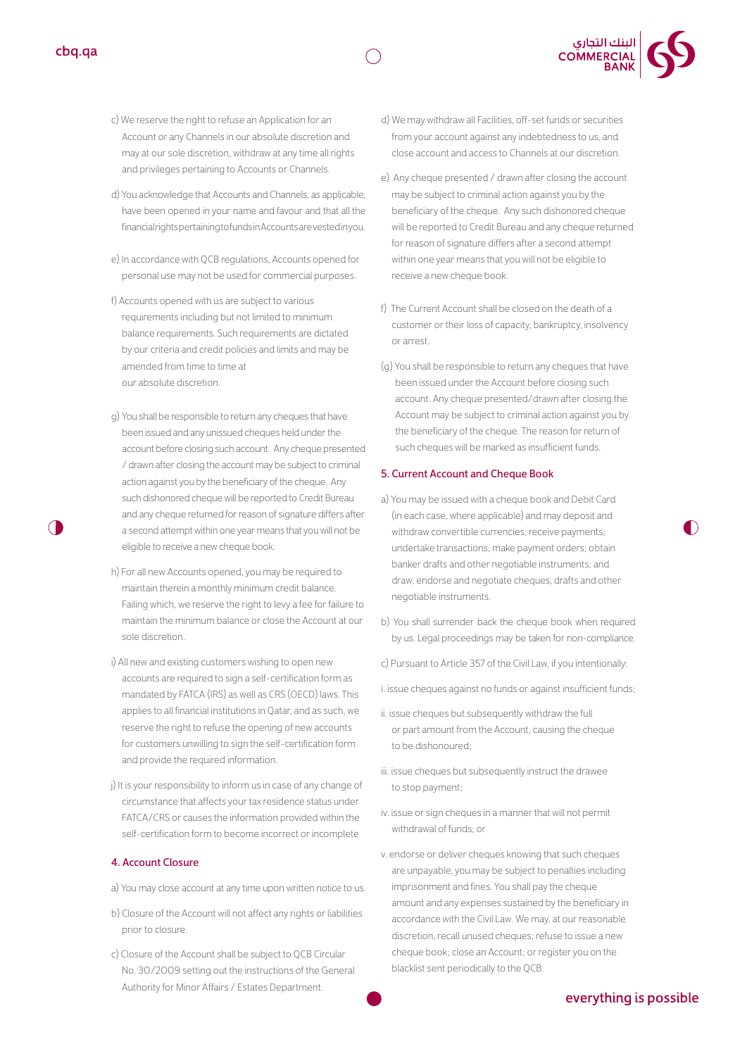c) We reserve the right to refuse an Application for an Account or any Channels in our absolute discretion and may at our sole discretion, withdraw at any time all rights and privileges pertaining to Accounts or Channels.

d) You acknowledge that Accounts and Channels, as applicable, have been opened in your name and favour and that all the financial rights pertaining to funds in Accounts are vested in you.

e) In accordance with QCB regulations, Accounts opened for personal use may not be used for commercial purposes.

f) Accounts opened with us are subject to various requirements including but not limited to minimum balance requirements. Such requirements are dictated by our criteria and credit policies and limits and may be amended from time to time at our absolute discretion.

g) You shall be responsible to return any cheques that have been issued and any unissued cheques held under the account before closing such account. Any cheque presented / drawn after closing the account may be subject to criminal action against you by the beneficiary of the cheque. Any such dishonored cheque will be reported to Credit Bureau and any cheque returned for reason of signature differs after a second attempt within one year means that you will not be eligible to receive a new cheque book.

h) For all new Accounts opened, you may be required to maintain therein a monthly minimum credit balance. Failing which, we reserve the right to levy a fee for failure to maintain the minimum balance or close the Account at our sole discretion.

i) All new and existing customers wishing to open new accounts are required to sign a self-certification form as mandated by FATCA (IRS) as well as CRS (OECD) laws. This applies to all financial institutions in Qatar, and as such, we reserve the right to refuse the opening of new accounts for customers unwilling to sign the self-certification form and provide the required information.

j) It is your responsibility to inform us in case of any change of circumstance that affects your tax residence status under FATCA/CRS or causes the information provided within the self-certification form to become incorrect or incomplete

## 4. Account Closure

a) You may close account at any time upon written notice to us.

b) Closure of the Account will not affect any rights or liabilities prior to closure.

c) Closure of the Account shall be subject to QCB Circular No. 30/2009 setting out the instructions of the General Authority for Minor Affairs / Estates Department.

d) We may withdraw all Facilities, off-set funds or securities from your account against any indebtedness to us, and close account and access to Channels at our discretion.

e) Any cheque presented / drawn after closing the account may be subject to criminal action against you by the beneficiary of the cheque. Any such dishonored cheque will be reported to Credit Bureau and any cheque returned for reason of signature differs after a second attempt within one year means that you will not be eligible to receive a new cheque book.

f) The Current Account shall be closed on the death of a customer or their loss of capacity, bankruptcy, insolvency or arrest.

(g) You shall be responsible to return any cheques that have been issued under the Account before closing such account. Any cheque presented/drawn after closing the Account may be subject to criminal action against you by the beneficiary of the cheque. The reason for return of such cheques will be marked as insufficient funds.

## 5. Current Account and Cheque Book

a) You may be issued with a cheque book and Debit Card (in each case, where applicable) and may deposit and withdraw convertible currencies; receive payments; undertake transactions; make payment orders; obtain banker drafts and other negotiable instruments; and draw, endorse and negotiate cheques, drafts and other negotiable instruments.

b) You shall surrender back the cheque book when required by us. Legal proceedings may be taken for non-compliance.

c) Pursuant to Article 357 of the Civil Law, if you intentionally:

i. issue cheques against no funds or against insufficient funds;

ii. issue cheques but subsequently withdraw the full or part amount from the Account, causing the cheque to be dishonoured;

iii. issue cheques but subsequently instruct the drawee to stop payment;

iv. issue or sign cheques in a manner that will not permit withdrawal of funds; or

v. endorse or deliver cheques knowing that such cheques are unpayable, you may be subject to penalties including imprisonment and fines. You shall pay the cheque amount and any expenses sustained by the beneficiary in accordance with the Civil Law. We may, at our reasonable discretion, recall unused cheques; refuse to issue a new cheque book; close an Account; or register you on the blacklist sent periodically to the QCB.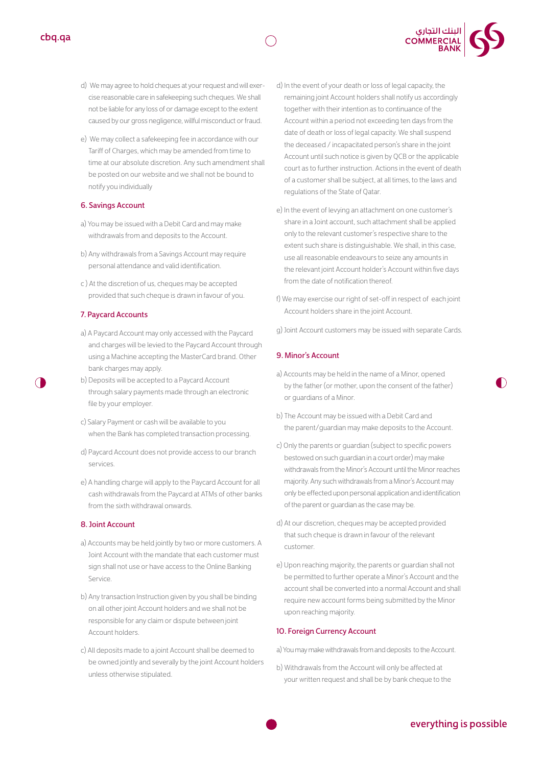d) We may agree to hold cheques at your request and will exercise reasonable care in safekeeping such cheques. We shall not be liable for any loss of or damage except to the extent caused by our gross negligence, willful misconduct or fraud.

e) We may collect a safekeeping fee in accordance with our Tariff of Charges, which may be amended from time to time at our absolute discretion. Any such amendment shall be posted on our website and we shall not be bound to notify you individually

## 6. Savings Account

a) You may be issued with a Debit Card and may make withdrawals from and deposits to the Account.

b) Any withdrawals from a Savings Account may require personal attendance and valid identification.

c ) At the discretion of us, cheques may be accepted provided that such cheque is drawn in favour of you.

## 7. Paycard Accounts

a) A Paycard Account may only accessed with the Paycard and charges will be levied to the Paycard Account through using a Machine accepting the MasterCard brand. Other bank charges may apply.

b) Deposits will be accepted to a Paycard Account through salary payments made through an electronic file by your employer.

c) Salary Payment or cash will be available to you when the Bank has completed transaction processing.

d) Paycard Account does not provide access to our branch services.

e) A handling charge will apply to the Paycard Account for all cash withdrawals from the Paycard at ATMs of other banks from the sixth withdrawal onwards.

## 8. Joint Account

a) Accounts may be held jointly by two or more customers. A Joint Account with the mandate that each customer must sign shall not use or have access to the Online Banking Service.

b) Any transaction Instruction given by you shall be binding on all other joint Account holders and we shall not be responsible for any claim or dispute between joint Account holders.

c) All deposits made to a joint Account shall be deemed to be owned jointly and severally by the joint Account holders unless otherwise stipulated.

d) In the event of your death or loss of legal capacity, the remaining joint Account holders shall notify us accordingly together with their intention as to continuance of the Account within a period not exceeding ten days from the date of death or loss of legal capacity. We shall suspend the deceased / incapacitated person's share in the joint Account until such notice is given by QCB or the applicable court as to further instruction. Actions in the event of death of a customer shall be subject, at all times, to the laws and regulations of the State of Qatar.

e) In the event of levying an attachment on one customer's share in a Joint account, such attachment shall be applied only to the relevant customer's respective share to the extent such share is distinguishable. We shall, in this case, use all reasonable endeavours to seize any amounts in the relevant joint Account holder's Account within five days from the date of notification thereof.

f) We may exercise our right of set-off in respect of each joint Account holders share in the joint Account.

g) Joint Account customers may be issued with separate Cards.

## 9. Minor's Account

a) Accounts may be held in the name of a Minor, opened by the father (or mother, upon the consent of the father) or guardians of a Minor.

b) The Account may be issued with a Debit Card and the parent/guardian may make deposits to the Account.

c) Only the parents or guardian (subject to specific powers bestowed on such guardian in a court order) may make withdrawals from the Minor's Account until the Minor reaches majority. Any such withdrawals from a Minor's Account may only be effected upon personal application and identification of the parent or guardian as the case may be.

d) At our discretion, cheques may be accepted provided that such cheque is drawn in favour of the relevant customer.

e) Upon reaching majority, the parents or guardian shall not be permitted to further operate a Minor's Account and the account shall be converted into a normal Account and shall require new account forms being submitted by the Minor upon reaching majority.

## 10. Foreign Currency Account

a) You may make withdrawals from and deposits to the Account.

b) Withdrawals from the Account will only be affected at your written request and shall be by bank cheque to the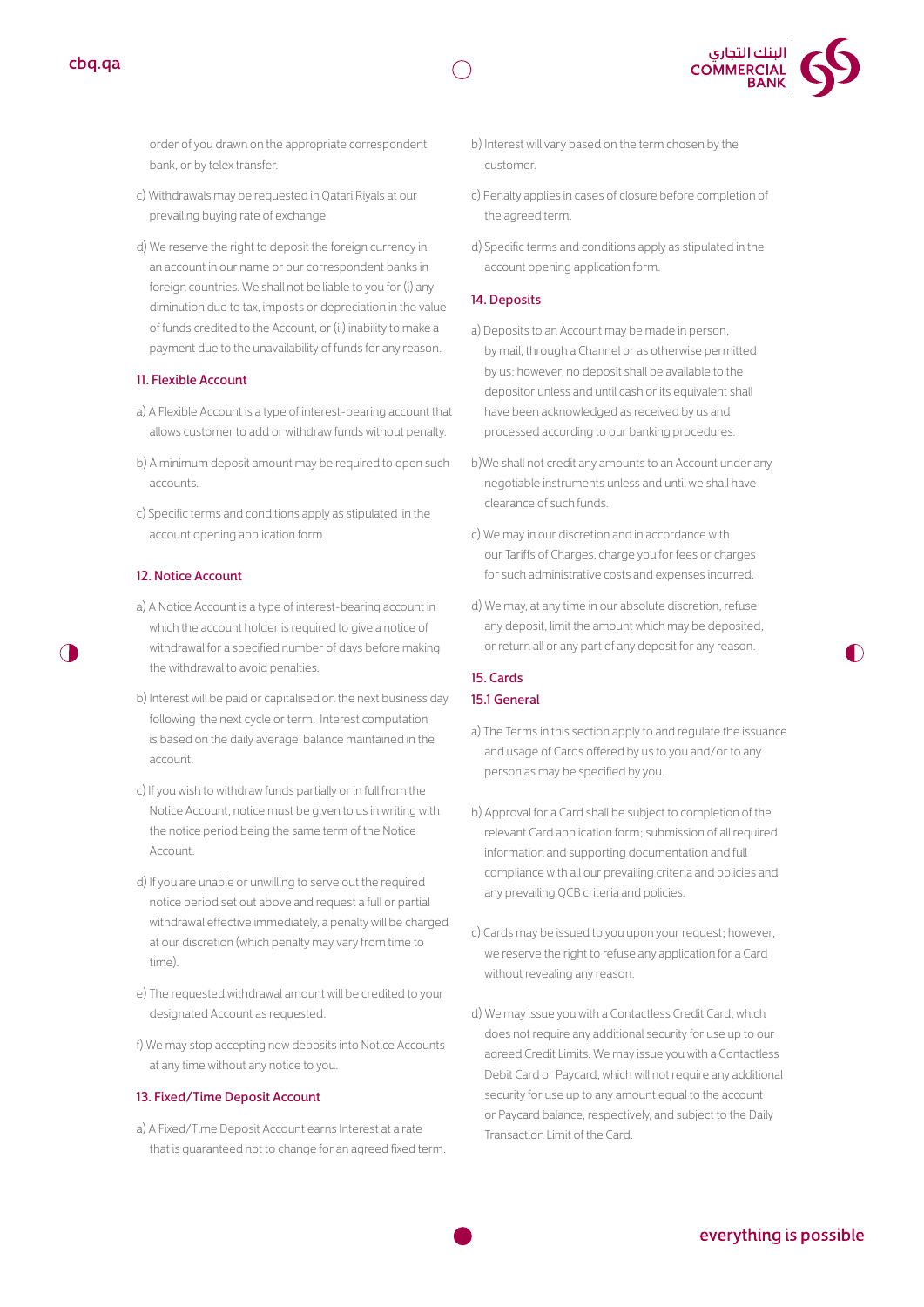order of you drawn on the appropriate correspondent bank, or by telex transfer.

c) Withdrawals may be requested in Qatari Riyals at our prevailing buying rate of exchange.

d) We reserve the right to deposit the foreign currency in an account in our name or our correspondent banks in foreign countries. We shall not be liable to you for (i) any diminution due to tax, imposts or depreciation in the value of funds credited to the Account, or (ii) inability to make a payment due to the unavailability of funds for any reason.

## 11. Flexible Account

a) A Flexible Account is a type of interest-bearing account that allows customer to add or withdraw funds without penalty.

b) A minimum deposit amount may be required to open such accounts.

c) Specific terms and conditions apply as stipulated in the account opening application form.

## 12. Notice Account

a) A Notice Account is a type of interest-bearing account in which the account holder is required to give a notice of withdrawal for a specified number of days before making the withdrawal to avoid penalties.

b) Interest will be paid or capitalised on the next business day following the next cycle or term. Interest computation is based on the daily average balance maintained in the account.

c) If you wish to withdraw funds partially or in full from the Notice Account, notice must be given to us in writing with the notice period being the same term of the Notice Account.

d) If you are unable or unwilling to serve out the required notice period set out above and request a full or partial withdrawal effective immediately, a penalty will be charged at our discretion (which penalty may vary from time to time).

e) The requested withdrawal amount will be credited to your designated Account as requested.

f) We may stop accepting new deposits into Notice Accounts at any time without any notice to you.

## 13. Fixed/Time Deposit Account

a) A Fixed/Time Deposit Account earns Interest at a rate that is guaranteed not to change for an agreed fixed term.

b) Interest will vary based on the term chosen by the customer.

c) Penalty applies in cases of closure before completion of the agreed term.

d) Specific terms and conditions apply as stipulated in the account opening application form.

## 14. Deposits

a) Deposits to an Account may be made in person, by mail, through a Channel or as otherwise permitted by us; however, no deposit shall be available to the depositor unless and until cash or its equivalent shall have been acknowledged as received by us and processed according to our banking procedures.

b)We shall not credit any amounts to an Account under any negotiable instruments unless and until we shall have clearance of such funds.

c) We may in our discretion and in accordance with our Tariffs of Charges, charge you for fees or charges for such administrative costs and expenses incurred.

d) We may, at any time in our absolute discretion, refuse any deposit, limit the amount which may be deposited, or return all or any part of any deposit for any reason.

## 15. Cards

### 15.1 General

a) The Terms in this section apply to and regulate the issuance and usage of Cards offered by us to you and/or to any person as may be specified by you.

b) Approval for a Card shall be subject to completion of the relevant Card application form; submission of all required information and supporting documentation and full compliance with all our prevailing criteria and policies and any prevailing QCB criteria and policies.

c) Cards may be issued to you upon your request; however, we reserve the right to refuse any application for a Card without revealing any reason.

d) We may issue you with a Contactless Credit Card, which does not require any additional security for use up to our agreed Credit Limits. We may issue you with a Contactless Debit Card or Paycard, which will not require any additional security for use up to any amount equal to the account or Paycard balance, respectively, and subject to the Daily Transaction Limit of the Card.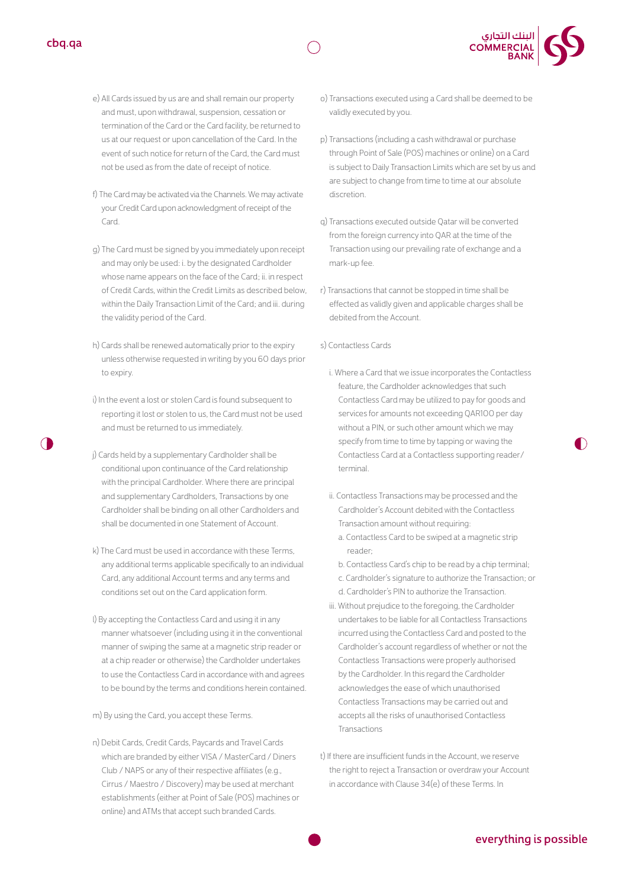e) All Cards issued by us are and shall remain our property and must, upon withdrawal, suspension, cessation or termination of the Card or the Card facility, be returned to us at our request or upon cancellation of the Card. In the event of such notice for return of the Card, the Card must not be used as from the date of receipt of notice.

f) The Card may be activated via the Channels. We may activate your Credit Card upon acknowledgment of receipt of the Card.

g) The Card must be signed by you immediately upon receipt and may only be used: i. by the designated Cardholder whose name appears on the face of the Card; ii. in respect of Credit Cards, within the Credit Limits as described below, within the Daily Transaction Limit of the Card; and iii. during the validity period of the Card.

h) Cards shall be renewed automatically prior to the expiry unless otherwise requested in writing by you 60 days prior to expiry.

i) In the event a lost or stolen Card is found subsequent to reporting it lost or stolen to us, the Card must not be used and must be returned to us immediately.

j) Cards held by a supplementary Cardholder shall be conditional upon continuance of the Card relationship with the principal Cardholder. Where there are principal and supplementary Cardholders, Transactions by one Cardholder shall be binding on all other Cardholders and shall be documented in one Statement of Account.

k) The Card must be used in accordance with these Terms, any additional terms applicable specifically to an individual Card, any additional Account terms and any terms and conditions set out on the Card application form.

l) By accepting the Contactless Card and using it in any manner whatsoever (including using it in the conventional manner of swiping the same at a magnetic strip reader or at a chip reader or otherwise) the Cardholder undertakes to use the Contactless Card in accordance with and agrees to be bound by the terms and conditions herein contained.

m) By using the Card, you accept these Terms.

n) Debit Cards, Credit Cards, Paycards and Travel Cards which are branded by either VISA / MasterCard / Diners Club / NAPS or any of their respective affiliates (e.g., Cirrus / Maestro / Discovery) may be used at merchant establishments (either at Point of Sale (POS) machines or online) and ATMs that accept such branded Cards.

o) Transactions executed using a Card shall be deemed to be validly executed by you.

p) Transactions (including a cash withdrawal or purchase through Point of Sale (POS) machines or online) on a Card is subject to Daily Transaction Limits which are set by us and are subject to change from time to time at our absolute discretion.

q) Transactions executed outside Qatar will be converted from the foreign currency into QAR at the time of the Transaction using our prevailing rate of exchange and a mark-up fee.

r) Transactions that cannot be stopped in time shall be effected as validly given and applicable charges shall be debited from the Account.

s) Contactless Cards

i. Where a Card that we issue incorporates the Contactless feature, the Cardholder acknowledges that such Contactless Card may be utilized to pay for goods and services for amounts not exceeding QAR100 per day without a PIN, or such other amount which we may specify from time to time by tapping or waving the Contactless Card at a Contactless supporting reader/ terminal.

ii. Contactless Transactions may be processed and the Cardholder's Account debited with the Contactless Transaction amount without requiring:

a. Contactless Card to be swiped at a magnetic strip reader;

b. Contactless Card's chip to be read by a chip terminal;

c. Cardholder's signature to authorize the Transaction; or

d. Cardholder's PIN to authorize the Transaction.

iii. Without prejudice to the foregoing, the Cardholder undertakes to be liable for all Contactless Transactions incurred using the Contactless Card and posted to the Cardholder's account regardless of whether or not the Contactless Transactions were properly authorised by the Cardholder. In this regard the Cardholder acknowledges the ease of which unauthorised Contactless Transactions may be carried out and accepts all the risks of unauthorised Contactless Transactions

t) If there are insufficient funds in the Account, we reserve the right to reject a Transaction or overdraw your Account in accordance with Clause 34(e) of these Terms. In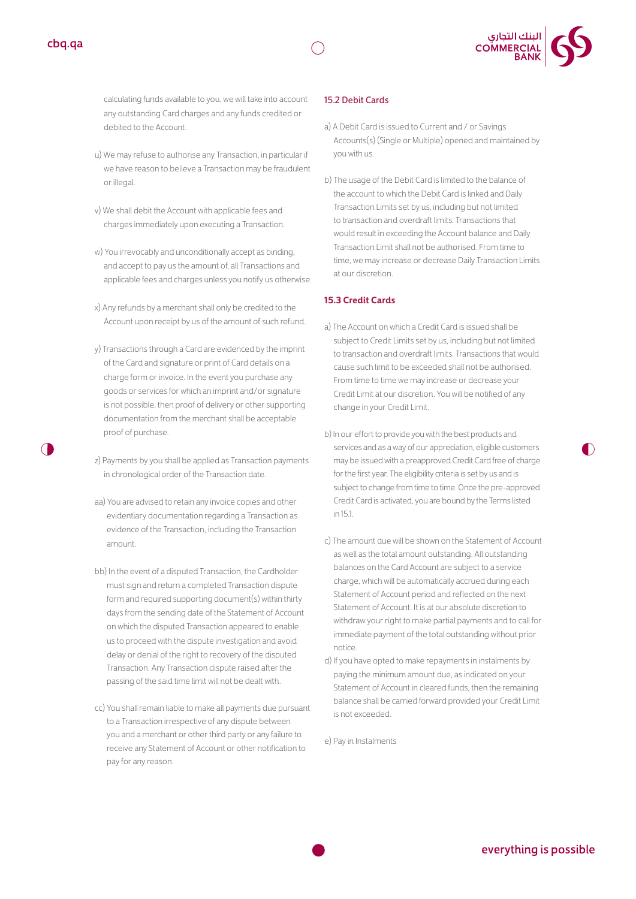calculating funds available to you, we will take into account any outstanding Card charges and any funds credited or debited to the Account.

u) We may refuse to authorise any Transaction, in particular if we have reason to believe a Transaction may be fraudulent or illegal.

v) We shall debit the Account with applicable fees and charges immediately upon executing a Transaction.

w) You irrevocably and unconditionally accept as binding, and accept to pay us the amount of, all Transactions and applicable fees and charges unless you notify us otherwise.

x) Any refunds by a merchant shall only be credited to the Account upon receipt by us of the amount of such refund.

y) Transactions through a Card are evidenced by the imprint of the Card and signature or print of Card details on a charge form or invoice. In the event you purchase any goods or services for which an imprint and/or signature is not possible, then proof of delivery or other supporting documentation from the merchant shall be acceptable proof of purchase.

z) Payments by you shall be applied as Transaction payments in chronological order of the Transaction date.

aa) You are advised to retain any invoice copies and other evidentiary documentation regarding a Transaction as evidence of the Transaction, including the Transaction amount.

bb) In the event of a disputed Transaction, the Cardholder must sign and return a completed Transaction dispute form and required supporting document(s) within thirty days from the sending date of the Statement of Account on which the disputed Transaction appeared to enable us to proceed with the dispute investigation and avoid delay or denial of the right to recovery of the disputed Transaction. Any Transaction dispute raised after the passing of the said time limit will not be dealt with.

cc) You shall remain liable to make all payments due pursuant to a Transaction irrespective of any dispute between you and a merchant or other third party or any failure to receive any Statement of Account or other notification to pay for any reason.

### 15.2 Debit Cards

a) A Debit Card is issued to Current and / or Savings Accounts(s) (Single or Multiple) opened and maintained by you with us.

b) The usage of the Debit Card is limited to the balance of the account to which the Debit Card is linked and Daily Transaction Limits set by us, including but not limited to transaction and overdraft limits. Transactions that would result in exceeding the Account balance and Daily Transaction Limit shall not be authorised. From time to time, we may increase or decrease Daily Transaction Limits at our discretion.

### 15.3 Credit Cards

a) The Account on which a Credit Card is issued shall be subject to Credit Limits set by us, including but not limited to transaction and overdraft limits. Transactions that would cause such limit to be exceeded shall not be authorised. From time to time we may increase or decrease your Credit Limit at our discretion. You will be notified of any change in your Credit Limit.

b) In our effort to provide you with the best products and services and as a way of our appreciation, eligible customers may be issued with a preapproved Credit Card free of charge for the first year. The eligibility criteria is set by us and is subject to change from time to time. Once the pre-approved Credit Card is activated, you are bound by the Terms listed in 15.1.

c) The amount due will be shown on the Statement of Account as well as the total amount outstanding. All outstanding balances on the Card Account are subject to a service charge, which will be automatically accrued during each Statement of Account period and reflected on the next Statement of Account. It is at our absolute discretion to withdraw your right to make partial payments and to call for immediate payment of the total outstanding without prior notice.

d) If you have opted to make repayments in instalments by paying the minimum amount due, as indicated on your Statement of Account in cleared funds, then the remaining balance shall be carried forward provided your Credit Limit is not exceeded.

e) Pay in Instalments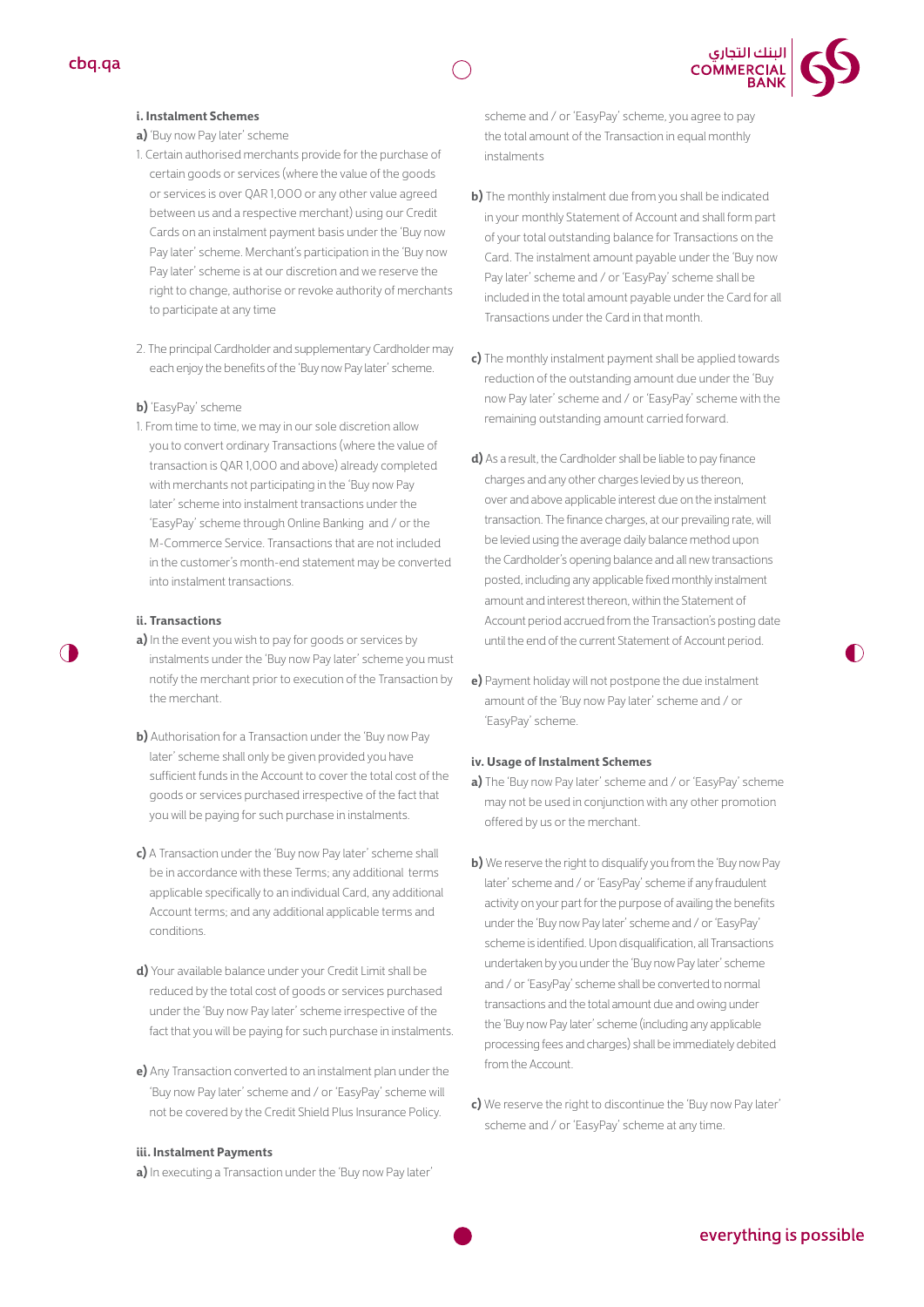### i. Instalment Schemes

**a)** 'Buy now Pay later' scheme

1. Certain authorised merchants provide for the purchase of certain goods or services (where the value of the goods or services is over QAR 1,000 or any other value agreed between us and a respective merchant) using our Credit Cards on an instalment payment basis under the 'Buy now Pay later' scheme. Merchant's participation in the 'Buy now Pay later' scheme is at our discretion and we reserve the right to change, authorise or revoke authority of merchants to participate at any time

2. The principal Cardholder and supplementary Cardholder may each enjoy the benefits of the 'Buy now Pay later' scheme.

**b)** 'EasyPay' scheme

1. From time to time, we may in our sole discretion allow you to convert ordinary Transactions (where the value of transaction is QAR 1,000 and above) already completed with merchants not participating in the 'Buy now Pay later' scheme into instalment transactions under the 'EasyPay' scheme through Online Banking and / or the M-Commerce Service. Transactions that are not included in the customer's month-end statement may be converted into instalment transactions.

### ii. Transactions

**a)** In the event you wish to pay for goods or services by instalments under the 'Buy now Pay later' scheme you must notify the merchant prior to execution of the Transaction by the merchant.

**b)** Authorisation for a Transaction under the 'Buy now Pay later' scheme shall only be given provided you have sufficient funds in the Account to cover the total cost of the goods or services purchased irrespective of the fact that you will be paying for such purchase in instalments.

**c)** A Transaction under the 'Buy now Pay later' scheme shall be in accordance with these Terms; any additional terms applicable specifically to an individual Card, any additional Account terms; and any additional applicable terms and conditions.

**d)** Your available balance under your Credit Limit shall be reduced by the total cost of goods or services purchased under the 'Buy now Pay later' scheme irrespective of the fact that you will be paying for such purchase in instalments.

**e)** Any Transaction converted to an instalment plan under the 'Buy now Pay later' scheme and / or 'EasyPay' scheme will not be covered by the Credit Shield Plus Insurance Policy.

### iii. Instalment Payments

**a)** In executing a Transaction under the 'Buy now Pay later' scheme and / or 'EasyPay' scheme, you agree to pay the total amount of the Transaction in equal monthly instalments

**b)** The monthly instalment due from you shall be indicated in your monthly Statement of Account and shall form part of your total outstanding balance for Transactions on the Card. The instalment amount payable under the 'Buy now Pay later' scheme and / or 'EasyPay' scheme shall be included in the total amount payable under the Card for all Transactions under the Card in that month.

**c)** The monthly instalment payment shall be applied towards reduction of the outstanding amount due under the 'Buy now Pay later' scheme and / or 'EasyPay' scheme with the remaining outstanding amount carried forward.

**d)** As a result, the Cardholder shall be liable to pay finance charges and any other charges levied by us thereon, over and above applicable interest due on the instalment transaction. The finance charges, at our prevailing rate, will be levied using the average daily balance method upon the Cardholder's opening balance and all new transactions posted, including any applicable fixed monthly instalment amount and interest thereon, within the Statement of Account period accrued from the Transaction's posting date until the end of the current Statement of Account period.

**e)** Payment holiday will not postpone the due instalment amount of the 'Buy now Pay later' scheme and / or 'EasyPay' scheme.

### iv. Usage of Instalment Schemes

**a)** The 'Buy now Pay later' scheme and / or 'EasyPay' scheme may not be used in conjunction with any other promotion offered by us or the merchant.

**b)** We reserve the right to disqualify you from the 'Buy now Pay later' scheme and / or 'EasyPay' scheme if any fraudulent activity on your part for the purpose of availing the benefits under the 'Buy now Pay later' scheme and / or 'EasyPay' scheme is identified. Upon disqualification, all Transactions undertaken by you under the 'Buy now Pay later' scheme and / or 'EasyPay' scheme shall be converted to normal transactions and the total amount due and owing under the 'Buy now Pay later' scheme (including any applicable processing fees and charges) shall be immediately debited from the Account.

**c)** We reserve the right to discontinue the 'Buy now Pay later' scheme and / or 'EasyPay' scheme at any time.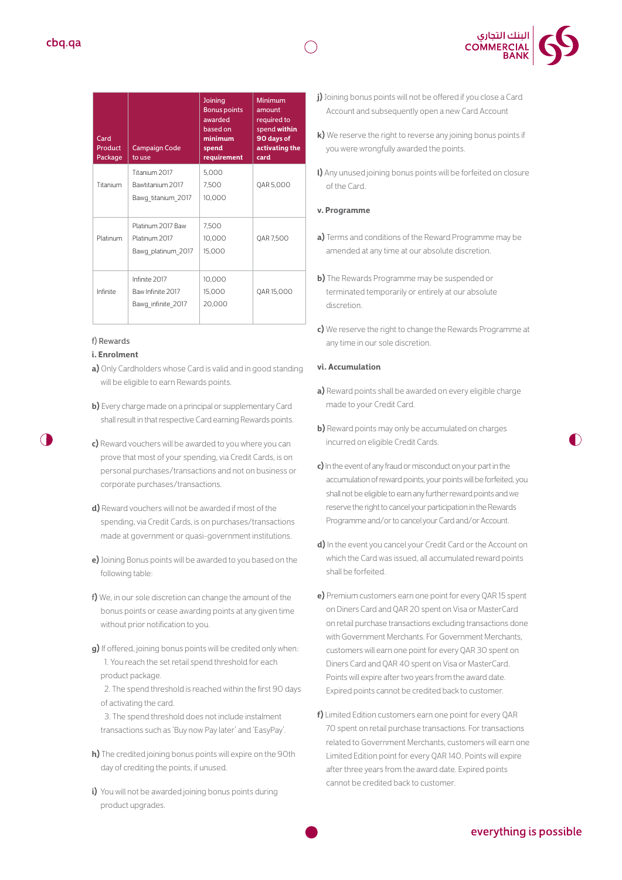| Card Product Package | Campaign Code to use | Joining Bonus points awarded based on minimum spend requirement | Minimum amount required to spend within 90 days of activating the card |
|---|---|---|---|
| Titanium | Titanium 2017<br>Bawtitanium 2017<br>Bawg_titanium_2017 | 5,000<br>7,500<br>10,000 | QAR 5,000 |
| Platinum | Platinum 2017 Baw<br>Platinum 2017<br>Bawg_platinum_2017 | 7,500<br>10,000<br>15,000 | QAR 7,500 |
| Infinite | Infinite 2017<br>Baw Infinite 2017<br>Bawg_infinite_2017 | 10,000<br>15,000<br>20,000 | QAR 15,000 |

f) Rewards

**i. Enrolment**

**a)** Only Cardholders whose Card is valid and in good standing will be eligible to earn Rewards points.

**b)** Every charge made on a principal or supplementary Card shall result in that respective Card earning Rewards points.

**c)** Reward vouchers will be awarded to you where you can prove that most of your spending, via Credit Cards, is on personal purchases/transactions and not on business or corporate purchases/transactions.

**d)** Reward vouchers will not be awarded if most of the spending, via Credit Cards, is on purchases/transactions made at government or quasi-government institutions.

**e)** Joining Bonus points will be awarded to you based on the following table:

**f)** We, in our sole discretion can change the amount of the bonus points or cease awarding points at any given time without prior notification to you.

**g)** If offered, joining bonus points will be credited only when:

1. You reach the set retail spend threshold for each product package.
2. The spend threshold is reached within the first 90 days of activating the card.
3. The spend threshold does not include instalment transactions such as 'Buy now Pay later' and 'EasyPay'.

**h)** The credited joining bonus points will expire on the 90th day of crediting the points, if unused.

**i)** You will not be awarded joining bonus points during product upgrades.

**j)** Joining bonus points will not be offered if you close a Card Account and subsequently open a new Card Account

**k)** We reserve the right to reverse any joining bonus points if you were wrongfully awarded the points.

**l)** Any unused joining bonus points will be forfeited on closure of the Card.

**v. Programme**

**a)** Terms and conditions of the Reward Programme may be amended at any time at our absolute discretion.

**b)** The Rewards Programme may be suspended or terminated temporarily or entirely at our absolute discretion.

**c)** We reserve the right to change the Rewards Programme at any time in our sole discretion.

**vi. Accumulation**

**a)** Reward points shall be awarded on every eligible charge made to your Credit Card.

**b)** Reward points may only be accumulated on charges incurred on eligible Credit Cards.

**c)** In the event of any fraud or misconduct on your part in the accumulation of reward points, your points will be forfeited, you shall not be eligible to earn any further reward points and we reserve the right to cancel your participation in the Rewards Programme and/or to cancel your Card and/or Account.

**d)** In the event you cancel your Credit Card or the Account on which the Card was issued, all accumulated reward points shall be forfeited.

**e)** Premium customers earn one point for every QAR 15 spent on Diners Card and QAR 20 spent on Visa or MasterCard on retail purchase transactions excluding transactions done with Government Merchants. For Government Merchants, customers will earn one point for every QAR 30 spent on Diners Card and QAR 40 spent on Visa or MasterCard. Points will expire after two years from the award date. Expired points cannot be credited back to customer.

**f)** Limited Edition customers earn one point for every QAR 70 spent on retail purchase transactions. For transactions related to Government Merchants, customers will earn one Limited Edition point for every QAR 140. Points will expire after three years from the award date. Expired points cannot be credited back to customer.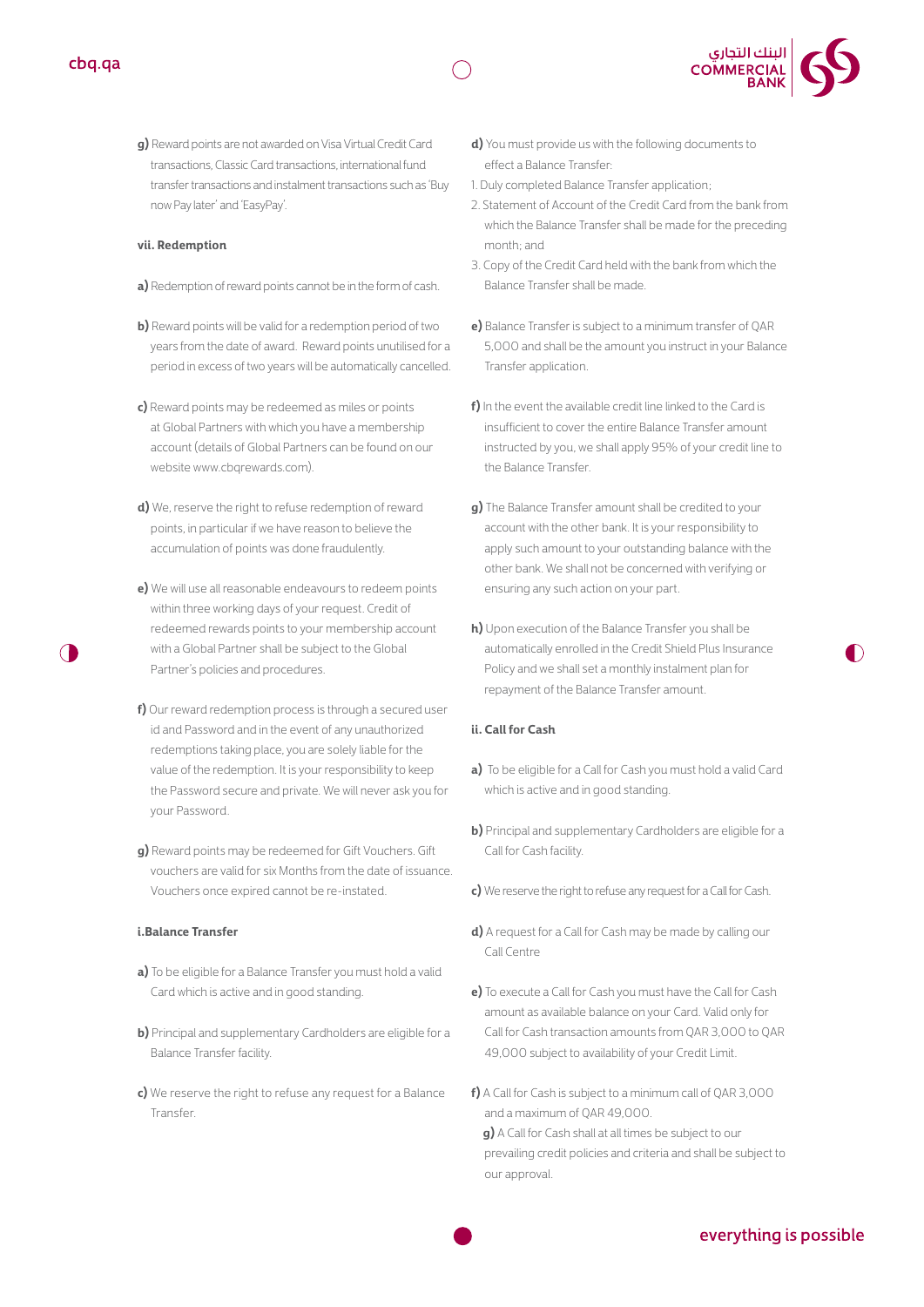**g)** Reward points are not awarded on Visa Virtual Credit Card transactions, Classic Card transactions, international fund transfer transactions and instalment transactions such as 'Buy now Pay later' and 'EasyPay'.

#### vii. Redemption

**a)** Redemption of reward points cannot be in the form of cash.

**b)** Reward points will be valid for a redemption period of two years from the date of award. Reward points unutilised for a period in excess of two years will be automatically cancelled.

**c)** Reward points may be redeemed as miles or points at Global Partners with which you have a membership account (details of Global Partners can be found on our website www.cbqrewards.com).

**d)** We, reserve the right to refuse redemption of reward points, in particular if we have reason to believe the accumulation of points was done fraudulently.

**e)** We will use all reasonable endeavours to redeem points within three working days of your request. Credit of redeemed rewards points to your membership account with a Global Partner shall be subject to the Global Partner's policies and procedures.

**f)** Our reward redemption process is through a secured user id and Password and in the event of any unauthorized redemptions taking place, you are solely liable for the value of the redemption. It is your responsibility to keep the Password secure and private. We will never ask you for your Password.

**g)** Reward points may be redeemed for Gift Vouchers. Gift vouchers are valid for six Months from the date of issuance. Vouchers once expired cannot be re-instated.

#### i. Balance Transfer

**a)** To be eligible for a Balance Transfer you must hold a valid Card which is active and in good standing.

**b)** Principal and supplementary Cardholders are eligible for a Balance Transfer facility.

**c)** We reserve the right to refuse any request for a Balance Transfer.

**d)** You must provide us with the following documents to effect a Balance Transfer:

1. Duly completed Balance Transfer application;
2. Statement of Account of the Credit Card from the bank from which the Balance Transfer shall be made for the preceding month; and
3. Copy of the Credit Card held with the bank from which the Balance Transfer shall be made.

**e)** Balance Transfer is subject to a minimum transfer of QAR 5,000 and shall be the amount you instruct in your Balance Transfer application.

**f)** In the event the available credit line linked to the Card is insufficient to cover the entire Balance Transfer amount instructed by you, we shall apply 95% of your credit line to the Balance Transfer.

**g)** The Balance Transfer amount shall be credited to your account with the other bank. It is your responsibility to apply such amount to your outstanding balance with the other bank. We shall not be concerned with verifying or ensuring any such action on your part.

**h)** Upon execution of the Balance Transfer you shall be automatically enrolled in the Credit Shield Plus Insurance Policy and we shall set a monthly instalment plan for repayment of the Balance Transfer amount.

#### ii. Call for Cash

**a)** To be eligible for a Call for Cash you must hold a valid Card which is active and in good standing.

**b)** Principal and supplementary Cardholders are eligible for a Call for Cash facility.

**c)** We reserve the right to refuse any request for a Call for Cash.

**d)** A request for a Call for Cash may be made by calling our Call Centre

**e)** To execute a Call for Cash you must have the Call for Cash amount as available balance on your Card. Valid only for Call for Cash transaction amounts from QAR 3,000 to QAR 49,000 subject to availability of your Credit Limit.

**f)** A Call for Cash is subject to a minimum call of QAR 3,000 and a maximum of QAR 49,000.

**g)** A Call for Cash shall at all times be subject to our prevailing credit policies and criteria and shall be subject to our approval.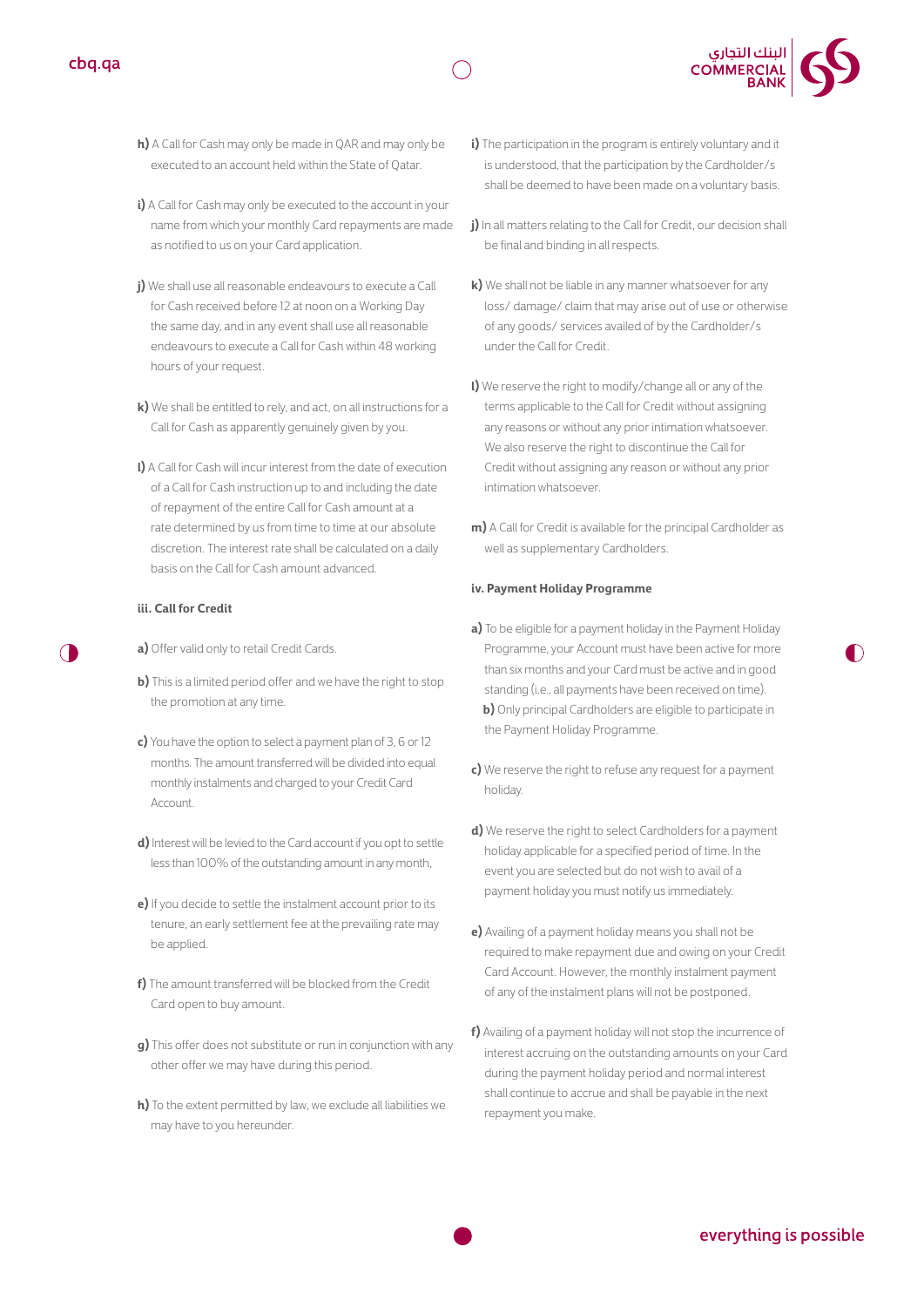**h)** A Call for Cash may only be made in QAR and may only be executed to an account held within the State of Qatar.

**i)** A Call for Cash may only be executed to the account in your name from which your monthly Card repayments are made as notified to us on your Card application.

**j)** We shall use all reasonable endeavours to execute a Call for Cash received before 12 at noon on a Working Day the same day, and in any event shall use all reasonable endeavours to execute a Call for Cash within 48 working hours of your request.

**k)** We shall be entitled to rely, and act, on all instructions for a Call for Cash as apparently genuinely given by you.

**l)** A Call for Cash will incur interest from the date of execution of a Call for Cash instruction up to and including the date of repayment of the entire Call for Cash amount at a rate determined by us from time to time at our absolute discretion. The interest rate shall be calculated on a daily basis on the Call for Cash amount advanced.

#### iii. Call for Credit

**a)** Offer valid only to retail Credit Cards.

**b)** This is a limited period offer and we have the right to stop the promotion at any time.

**c)** You have the option to select a payment plan of 3, 6 or 12 months. The amount transferred will be divided into equal monthly instalments and charged to your Credit Card Account.

**d)** Interest will be levied to the Card account if you opt to settle less than 100% of the outstanding amount in any month,

**e)** If you decide to settle the instalment account prior to its tenure, an early settlement fee at the prevailing rate may be applied.

**f)** The amount transferred will be blocked from the Credit Card open to buy amount.

**g)** This offer does not substitute or run in conjunction with any other offer we may have during this period.

**h)** To the extent permitted by law, we exclude all liabilities we may have to you hereunder.

**i)** The participation in the program is entirely voluntary and it is understood, that the participation by the Cardholder/s shall be deemed to have been made on a voluntary basis.

**j)** In all matters relating to the Call for Credit, our decision shall be final and binding in all respects.

**k)** We shall not be liable in any manner whatsoever for any loss/ damage/ claim that may arise out of use or otherwise of any goods/ services availed of by the Cardholder/s under the Call for Credit.

**l)** We reserve the right to modify/change all or any of the terms applicable to the Call for Credit without assigning any reasons or without any prior intimation whatsoever. We also reserve the right to discontinue the Call for Credit without assigning any reason or without any prior intimation whatsoever.

**m)** A Call for Credit is available for the principal Cardholder as well as supplementary Cardholders.

#### iv. Payment Holiday Programme

**a)** To be eligible for a payment holiday in the Payment Holiday Programme, your Account must have been active for more than six months and your Card must be active and in good standing (i.e., all payments have been received on time).

**b)** Only principal Cardholders are eligible to participate in the Payment Holiday Programme.

**c)** We reserve the right to refuse any request for a payment holiday.

**d)** We reserve the right to select Cardholders for a payment holiday applicable for a specified period of time. In the event you are selected but do not wish to avail of a payment holiday you must notify us immediately.

**e)** Availing of a payment holiday means you shall not be required to make repayment due and owing on your Credit Card Account. However, the monthly instalment payment of any of the instalment plans will not be postponed.

**f)** Availing of a payment holiday will not stop the incurrence of interest accruing on the outstanding amounts on your Card during the payment holiday period and normal interest shall continue to accrue and shall be payable in the next repayment you make.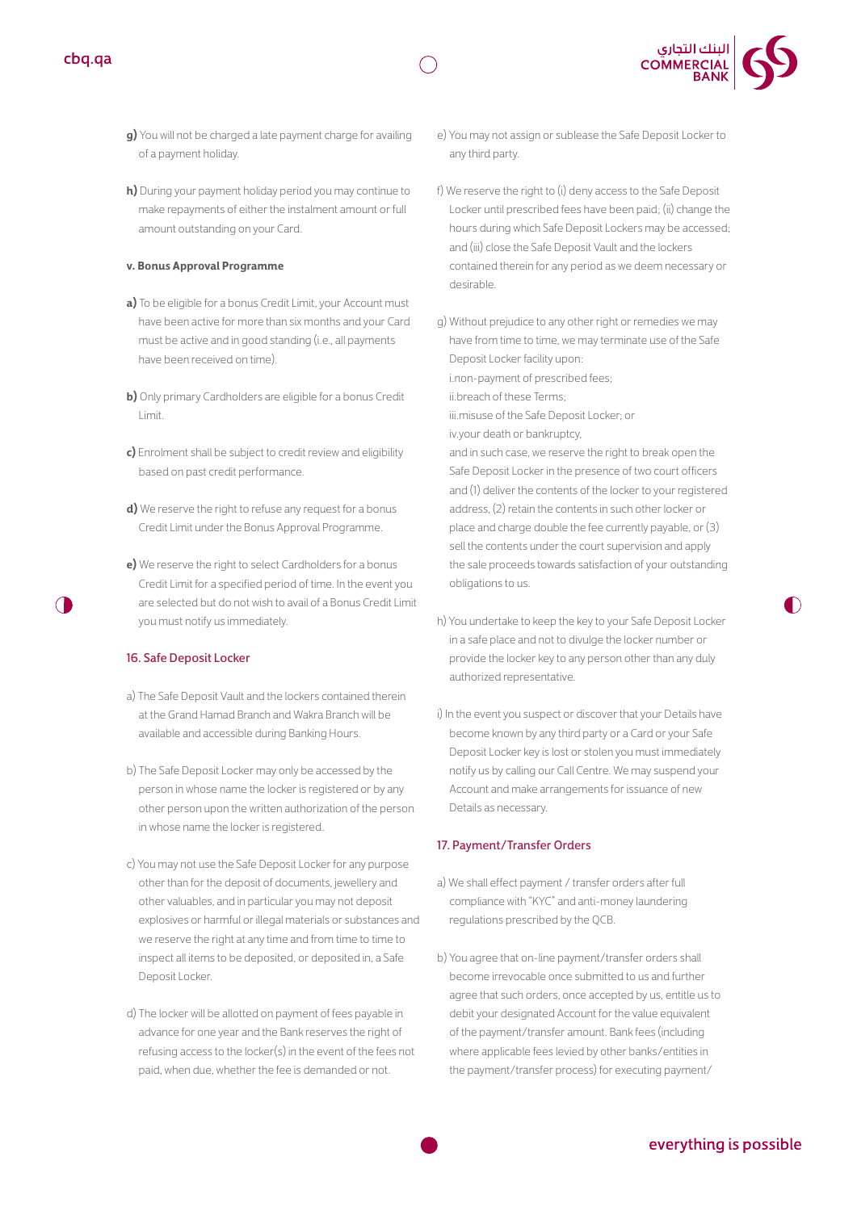**g)** You will not be charged a late payment charge for availing of a payment holiday.

**h)** During your payment holiday period you may continue to make repayments of either the instalment amount or full amount outstanding on your Card.

**v. Bonus Approval Programme**

**a)** To be eligible for a bonus Credit Limit, your Account must have been active for more than six months and your Card must be active and in good standing (i.e., all payments have been received on time).

**b)** Only primary Cardholders are eligible for a bonus Credit Limit.

**c)** Enrolment shall be subject to credit review and eligibility based on past credit performance.

**d)** We reserve the right to refuse any request for a bonus Credit Limit under the Bonus Approval Programme.

**e)** We reserve the right to select Cardholders for a bonus Credit Limit for a specified period of time. In the event you are selected but do not wish to avail of a Bonus Credit Limit you must notify us immediately.

## 16. Safe Deposit Locker

a) The Safe Deposit Vault and the lockers contained therein at the Grand Hamad Branch and Wakra Branch will be available and accessible during Banking Hours.

b) The Safe Deposit Locker may only be accessed by the person in whose name the locker is registered or by any other person upon the written authorization of the person in whose name the locker is registered.

c) You may not use the Safe Deposit Locker for any purpose other than for the deposit of documents, jewellery and other valuables, and in particular you may not deposit explosives or harmful or illegal materials or substances and we reserve the right at any time and from time to time to inspect all items to be deposited, or deposited in, a Safe Deposit Locker.

d) The locker will be allotted on payment of fees payable in advance for one year and the Bank reserves the right of refusing access to the locker(s) in the event of the fees not paid, when due, whether the fee is demanded or not.

e) You may not assign or sublease the Safe Deposit Locker to any third party.

f) We reserve the right to (i) deny access to the Safe Deposit Locker until prescribed fees have been paid; (ii) change the hours during which Safe Deposit Lockers may be accessed; and (iii) close the Safe Deposit Vault and the lockers contained therein for any period as we deem necessary or desirable.

g) Without prejudice to any other right or remedies we may have from time to time, we may terminate use of the Safe Deposit Locker facility upon:
i.non-payment of prescribed fees;
ii.breach of these Terms;
iii.misuse of the Safe Deposit Locker; or
iv.your death or bankruptcy,
and in such case, we reserve the right to break open the Safe Deposit Locker in the presence of two court officers and (1) deliver the contents of the locker to your registered address, (2) retain the contents in such other locker or place and charge double the fee currently payable, or (3) sell the contents under the court supervision and apply the sale proceeds towards satisfaction of your outstanding obligations to us.

h) You undertake to keep the key to your Safe Deposit Locker in a safe place and not to divulge the locker number or provide the locker key to any person other than any duly authorized representative.

i) In the event you suspect or discover that your Details have become known by any third party or a Card or your Safe Deposit Locker key is lost or stolen you must immediately notify us by calling our Call Centre. We may suspend your Account and make arrangements for issuance of new Details as necessary.

## 17. Payment/Transfer Orders

a) We shall effect payment / transfer orders after full compliance with "KYC" and anti-money laundering regulations prescribed by the QCB.

b) You agree that on-line payment/transfer orders shall become irrevocable once submitted to us and further agree that such orders, once accepted by us, entitle us to debit your designated Account for the value equivalent of the payment/transfer amount. Bank fees (including where applicable fees levied by other banks/entities in the payment/transfer process) for executing payment/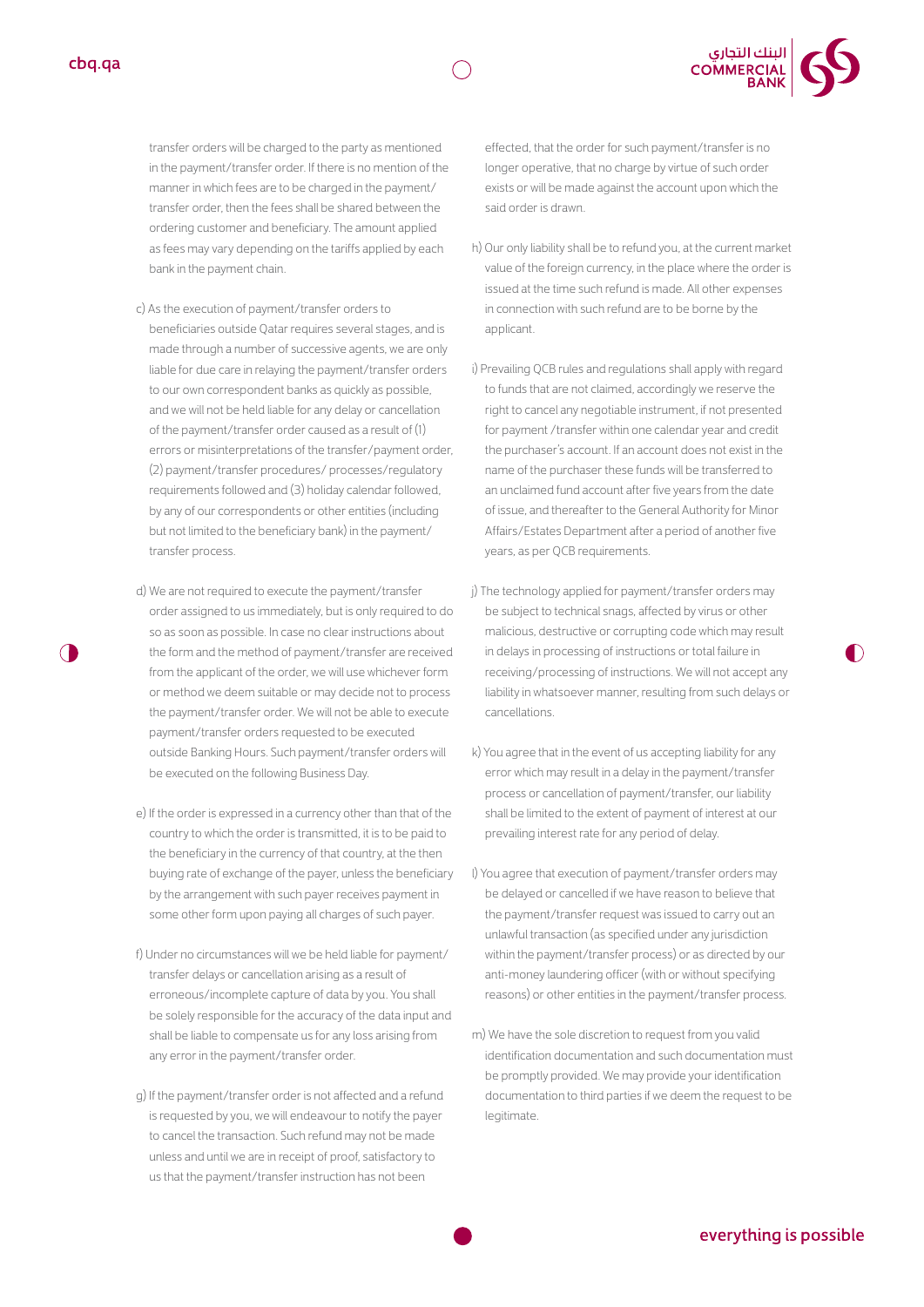transfer orders will be charged to the party as mentioned in the payment/transfer order. If there is no mention of the manner in which fees are to be charged in the payment/ transfer order, then the fees shall be shared between the ordering customer and beneficiary. The amount applied as fees may vary depending on the tariffs applied by each bank in the payment chain.

c) As the execution of payment/transfer orders to beneficiaries outside Qatar requires several stages, and is made through a number of successive agents, we are only liable for due care in relaying the payment/transfer orders to our own correspondent banks as quickly as possible, and we will not be held liable for any delay or cancellation of the payment/transfer order caused as a result of (1) errors or misinterpretations of the transfer/payment order, (2) payment/transfer procedures/ processes/regulatory requirements followed and (3) holiday calendar followed, by any of our correspondents or other entities (including but not limited to the beneficiary bank) in the payment/ transfer process.

d) We are not required to execute the payment/transfer order assigned to us immediately, but is only required to do so as soon as possible. In case no clear instructions about the form and the method of payment/transfer are received from the applicant of the order, we will use whichever form or method we deem suitable or may decide not to process the payment/transfer order. We will not be able to execute payment/transfer orders requested to be executed outside Banking Hours. Such payment/transfer orders will be executed on the following Business Day.

e) If the order is expressed in a currency other than that of the country to which the order is transmitted, it is to be paid to the beneficiary in the currency of that country, at the then buying rate of exchange of the payer, unless the beneficiary by the arrangement with such payer receives payment in some other form upon paying all charges of such payer.

f) Under no circumstances will we be held liable for payment/ transfer delays or cancellation arising as a result of erroneous/incomplete capture of data by you. You shall be solely responsible for the accuracy of the data input and shall be liable to compensate us for any loss arising from any error in the payment/transfer order.

g) If the payment/transfer order is not affected and a refund is requested by you, we will endeavour to notify the payer to cancel the transaction. Such refund may not be made unless and until we are in receipt of proof, satisfactory to us that the payment/transfer instruction has not been effected, that the order for such payment/transfer is no longer operative, that no charge by virtue of such order exists or will be made against the account upon which the said order is drawn.

h) Our only liability shall be to refund you, at the current market value of the foreign currency, in the place where the order is issued at the time such refund is made. All other expenses in connection with such refund are to be borne by the applicant.

i) Prevailing QCB rules and regulations shall apply with regard to funds that are not claimed, accordingly we reserve the right to cancel any negotiable instrument, if not presented for payment /transfer within one calendar year and credit the purchaser's account. If an account does not exist in the name of the purchaser these funds will be transferred to an unclaimed fund account after five years from the date of issue, and thereafter to the General Authority for Minor Affairs/Estates Department after a period of another five years, as per QCB requirements.

j) The technology applied for payment/transfer orders may be subject to technical snags, affected by virus or other malicious, destructive or corrupting code which may result in delays in processing of instructions or total failure in receiving/processing of instructions. We will not accept any liability in whatsoever manner, resulting from such delays or cancellations.

k) You agree that in the event of us accepting liability for any error which may result in a delay in the payment/transfer process or cancellation of payment/transfer, our liability shall be limited to the extent of payment of interest at our prevailing interest rate for any period of delay.

l) You agree that execution of payment/transfer orders may be delayed or cancelled if we have reason to believe that the payment/transfer request was issued to carry out an unlawful transaction (as specified under any jurisdiction within the payment/transfer process) or as directed by our anti-money laundering officer (with or without specifying reasons) or other entities in the payment/transfer process.

m) We have the sole discretion to request from you valid identification documentation and such documentation must be promptly provided. We may provide your identification documentation to third parties if we deem the request to be legitimate.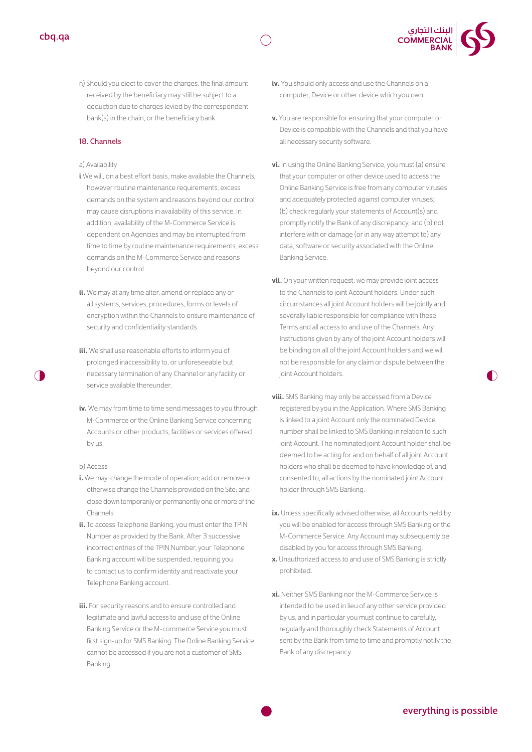n) Should you elect to cover the charges, the final amount received by the beneficiary may still be subject to a deduction due to charges levied by the correspondent bank(s) in the chain, or the beneficiary bank.

## 18. Channels

a) Availability

**i** We will, on a best effort basis, make available the Channels, however routine maintenance requirements, excess demands on the system and reasons beyond our control may cause disruptions in availability of this service. In addition, availability of the M-Commerce Service is dependent on Agencies and may be interrupted from time to time by routine maintenance requirements, excess demands on the M-Commerce Service and reasons beyond our control.

**ii.** We may at any time alter, amend or replace any or all systems, services, procedures, forms or levels of encryption within the Channels to ensure maintenance of security and confidentiality standards.

**iii.** We shall use reasonable efforts to inform you of prolonged inaccessibility to, or unforeseeable but necessary termination of any Channel or any facility or service available thereunder.

**iv.** We may from time to time send messages to you through M-Commerce or the Online Banking Service concerning Accounts or other products, facilities or services offered by us.

b) Access

**i.** We may: change the mode of operation; add or remove or otherwise change the Channels provided on the Site; and close down temporarily or permanently one or more of the Channels.

**ii.** To access Telephone Banking, you must enter the TPIN Number as provided by the Bank. After 3 successive incorrect entries of the TPIN Number, your Telephone Banking account will be suspended, requiring you to contact us to confirm identity and reactivate your Telephone Banking account.

**iii.** For security reasons and to ensure controlled and legitimate and lawful access to and use of the Online Banking Service or the M-commerce Service you must first sign-up for SMS Banking. The Online Banking Service cannot be accessed if you are not a customer of SMS Banking.

**iv.** You should only access and use the Channels on a computer, Device or other device which you own.

**v.** You are responsible for ensuring that your computer or Device is compatible with the Channels and that you have all necessary security software.

**vi.** In using the Online Banking Service, you must (a) ensure that your computer or other device used to access the Online Banking Service is free from any computer viruses and adequately protected against computer viruses; (b) check regularly your statements of Account(s) and promptly notify the Bank of any discrepancy; and (b) not interfere with or damage (or in any way attempt to) any data, software or security associated with the Online Banking Service.

**vii.** On your written request, we may provide joint access to the Channels to joint Account holders. Under such circumstances all joint Account holders will be jointly and severally liable responsible for compliance with these Terms and all access to and use of the Channels. Any Instructions given by any of the joint Account holders will be binding on all of the joint Account holders and we will not be responsible for any claim or dispute between the joint Account holders.

**viii.** SMS Banking may only be accessed from a Device registered by you in the Application. Where SMS Banking is linked to a joint Account only the nominated Device number shall be linked to SMS Banking in relation to such joint Account. The nominated joint Account holder shall be deemed to be acting for and on behalf of all joint Account holders who shall be deemed to have knowledge of, and consented to, all actions by the nominated joint Account holder through SMS Banking.

**ix.** Unless specifically advised otherwise, all Accounts held by you will be enabled for access through SMS Banking or the M-Commerce Service. Any Account may subsequently be disabled by you for access through SMS Banking.

**x.** Unauthorized access to and use of SMS Banking is strictly prohibited.

**xi.** Neither SMS Banking nor the M-Commerce Service is intended to be used in lieu of any other service provided by us, and in particular you must continue to carefully, regularly and thoroughly check Statements of Account sent by the Bank from time to time and promptly notify the Bank of any discrepancy.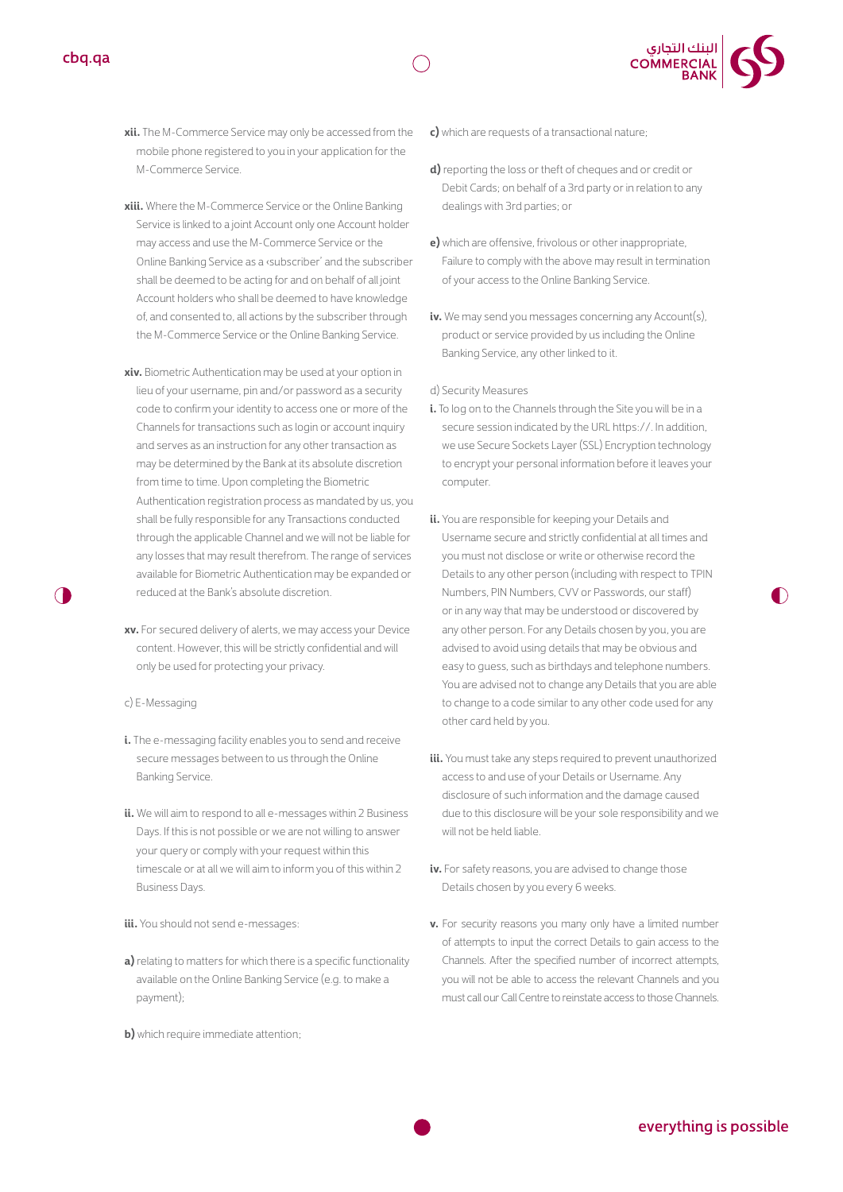**xii.** The M-Commerce Service may only be accessed from the mobile phone registered to you in your application for the M-Commerce Service.

**xiii.** Where the M-Commerce Service or the Online Banking Service is linked to a joint Account only one Account holder may access and use the M-Commerce Service or the Online Banking Service as a ‹subscriber' and the subscriber shall be deemed to be acting for and on behalf of all joint Account holders who shall be deemed to have knowledge of, and consented to, all actions by the subscriber through the M-Commerce Service or the Online Banking Service.

**xiv.** Biometric Authentication may be used at your option in lieu of your username, pin and/or password as a security code to confirm your identity to access one or more of the Channels for transactions such as login or account inquiry and serves as an instruction for any other transaction as may be determined by the Bank at its absolute discretion from time to time. Upon completing the Biometric Authentication registration process as mandated by us, you shall be fully responsible for any Transactions conducted through the applicable Channel and we will not be liable for any losses that may result therefrom. The range of services available for Biometric Authentication may be expanded or reduced at the Bank's absolute discretion.

**xv.** For secured delivery of alerts, we may access your Device content. However, this will be strictly confidential and will only be used for protecting your privacy.

c) E-Messaging

**i.** The e-messaging facility enables you to send and receive secure messages between to us through the Online Banking Service.

**ii.** We will aim to respond to all e-messages within 2 Business Days. If this is not possible or we are not willing to answer your query or comply with your request within this timescale or at all we will aim to inform you of this within 2 Business Days.

**iii.** You should not send e-messages:

**a)** relating to matters for which there is a specific functionality available on the Online Banking Service (e.g. to make a payment);

**b)** which require immediate attention;

**c)** which are requests of a transactional nature;

**d)** reporting the loss or theft of cheques and or credit or Debit Cards; on behalf of a 3rd party or in relation to any dealings with 3rd parties; or

**e)** which are offensive, frivolous or other inappropriate, Failure to comply with the above may result in termination of your access to the Online Banking Service.

**iv.** We may send you messages concerning any Account(s), product or service provided by us including the Online Banking Service, any other linked to it.

d) Security Measures

**i.** To log on to the Channels through the Site you will be in a secure session indicated by the URL https://. In addition, we use Secure Sockets Layer (SSL) Encryption technology to encrypt your personal information before it leaves your computer.

**ii.** You are responsible for keeping your Details and Username secure and strictly confidential at all times and you must not disclose or write or otherwise record the Details to any other person (including with respect to TPIN Numbers, PIN Numbers, CVV or Passwords, our staff) or in any way that may be understood or discovered by any other person. For any Details chosen by you, you are advised to avoid using details that may be obvious and easy to guess, such as birthdays and telephone numbers. You are advised not to change any Details that you are able to change to a code similar to any other code used for any other card held by you.

**iii.** You must take any steps required to prevent unauthorized access to and use of your Details or Username. Any disclosure of such information and the damage caused due to this disclosure will be your sole responsibility and we will not be held liable.

**iv.** For safety reasons, you are advised to change those Details chosen by you every 6 weeks.

**v.** For security reasons you many only have a limited number of attempts to input the correct Details to gain access to the Channels. After the specified number of incorrect attempts, you will not be able to access the relevant Channels and you must call our Call Centre to reinstate access to those Channels.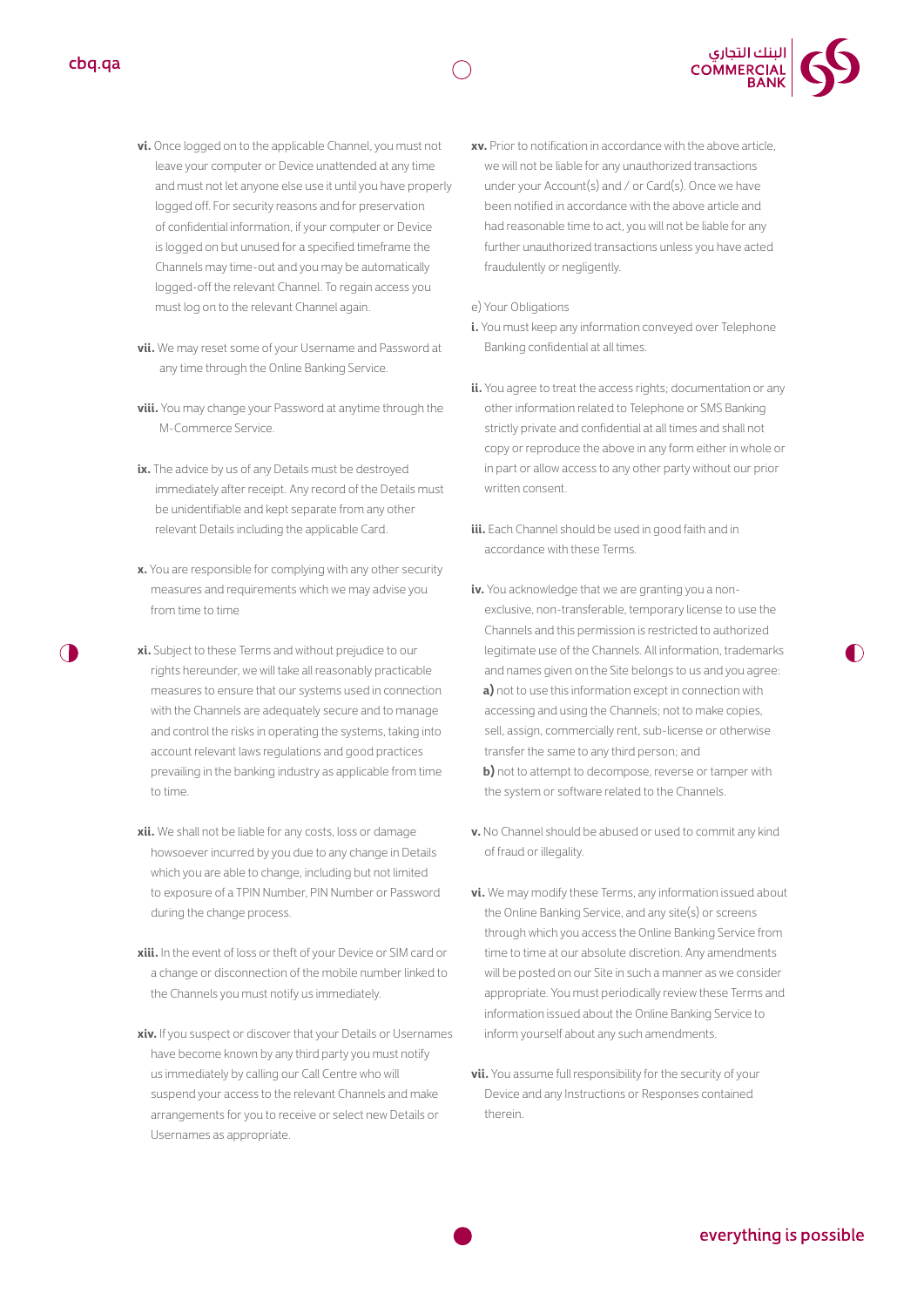**vi.** Once logged on to the applicable Channel, you must not leave your computer or Device unattended at any time and must not let anyone else use it until you have properly logged off. For security reasons and for preservation of confidential information, if your computer or Device is logged on but unused for a specified timeframe the Channels may time-out and you may be automatically logged-off the relevant Channel. To regain access you must log on to the relevant Channel again.

**vii.** We may reset some of your Username and Password at any time through the Online Banking Service.

**viii.** You may change your Password at anytime through the M-Commerce Service.

**ix.** The advice by us of any Details must be destroyed immediately after receipt. Any record of the Details must be unidentifiable and kept separate from any other relevant Details including the applicable Card.

**x.** You are responsible for complying with any other security measures and requirements which we may advise you from time to time

**xi.** Subject to these Terms and without prejudice to our rights hereunder, we will take all reasonably practicable measures to ensure that our systems used in connection with the Channels are adequately secure and to manage and control the risks in operating the systems, taking into account relevant laws regulations and good practices prevailing in the banking industry as applicable from time to time.

**xii.** We shall not be liable for any costs, loss or damage howsoever incurred by you due to any change in Details which you are able to change, including but not limited to exposure of a TPIN Number, PIN Number or Password during the change process.

**xiii.** In the event of loss or theft of your Device or SIM card or a change or disconnection of the mobile number linked to the Channels you must notify us immediately.

**xiv.** If you suspect or discover that your Details or Usernames have become known by any third party you must notify us immediately by calling our Call Centre who will suspend your access to the relevant Channels and make arrangements for you to receive or select new Details or Usernames as appropriate.

**xv.** Prior to notification in accordance with the above article, we will not be liable for any unauthorized transactions under your Account(s) and / or Card(s). Once we have been notified in accordance with the above article and had reasonable time to act, you will not be liable for any further unauthorized transactions unless you have acted fraudulently or negligently.

e) Your Obligations

**i.** You must keep any information conveyed over Telephone Banking confidential at all times.

**ii.** You agree to treat the access rights; documentation or any other information related to Telephone or SMS Banking strictly private and confidential at all times and shall not copy or reproduce the above in any form either in whole or in part or allow access to any other party without our prior written consent.

**iii.** Each Channel should be used in good faith and in accordance with these Terms.

**iv.** You acknowledge that we are granting you a non-exclusive, non-transferable, temporary license to use the Channels and this permission is restricted to authorized legitimate use of the Channels. All information, trademarks and names given on the Site belongs to us and you agree:

**a)** not to use this information except in connection with accessing and using the Channels; not to make copies, sell, assign, commercially rent, sub-license or otherwise transfer the same to any third person; and

**b)** not to attempt to decompose, reverse or tamper with the system or software related to the Channels.

**v.** No Channel should be abused or used to commit any kind of fraud or illegality.

**vi.** We may modify these Terms, any information issued about the Online Banking Service, and any site(s) or screens through which you access the Online Banking Service from time to time at our absolute discretion. Any amendments will be posted on our Site in such a manner as we consider appropriate. You must periodically review these Terms and information issued about the Online Banking Service to inform yourself about any such amendments.

**vii.** You assume full responsibility for the security of your Device and any Instructions or Responses contained therein.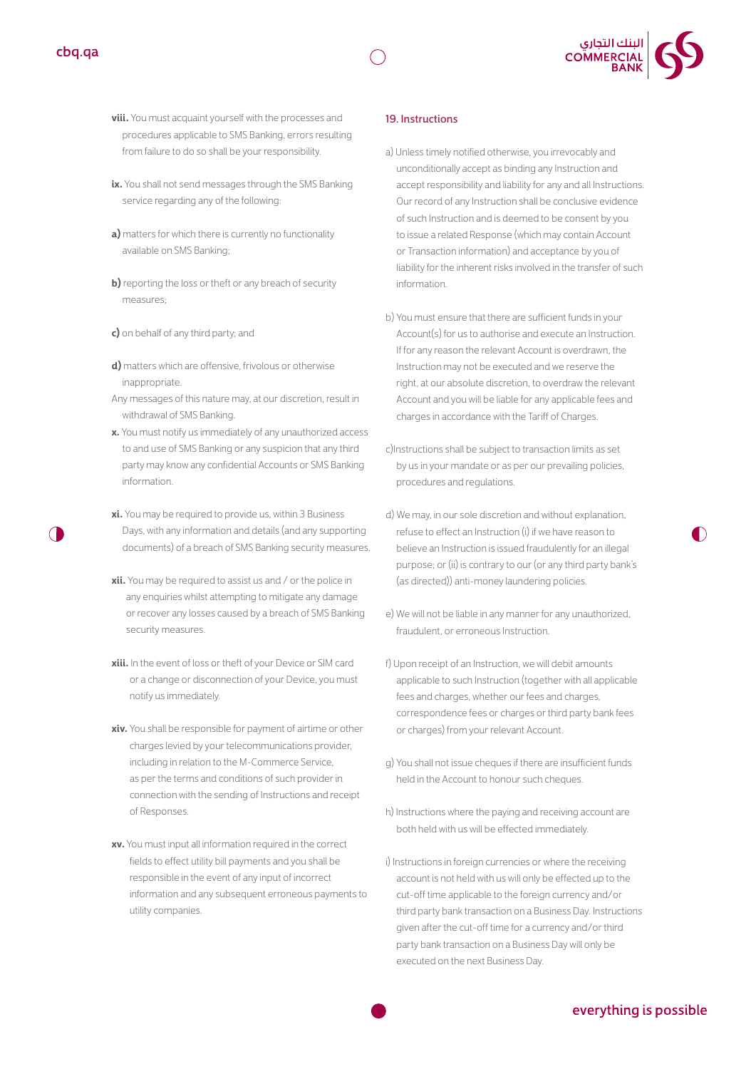**viii.** You must acquaint yourself with the processes and procedures applicable to SMS Banking, errors resulting from failure to do so shall be your responsibility.

**ix.** You shall not send messages through the SMS Banking service regarding any of the following:

**a)** matters for which there is currently no functionality available on SMS Banking;

**b)** reporting the loss or theft or any breach of security measures;

**c)** on behalf of any third party; and

**d)** matters which are offensive, frivolous or otherwise inappropriate.

Any messages of this nature may, at our discretion, result in withdrawal of SMS Banking.

**x.** You must notify us immediately of any unauthorized access to and use of SMS Banking or any suspicion that any third party may know any confidential Accounts or SMS Banking information.

**xi.** You may be required to provide us, within 3 Business Days, with any information and details (and any supporting documents) of a breach of SMS Banking security measures.

**xii.** You may be required to assist us and / or the police in any enquiries whilst attempting to mitigate any damage or recover any losses caused by a breach of SMS Banking security measures.

**xiii.** In the event of loss or theft of your Device or SIM card or a change or disconnection of your Device, you must notify us immediately.

**xiv.** You shall be responsible for payment of airtime or other charges levied by your telecommunications provider, including in relation to the M-Commerce Service, as per the terms and conditions of such provider in connection with the sending of Instructions and receipt of Responses.

**xv.** You must input all information required in the correct fields to effect utility bill payments and you shall be responsible in the event of any input of incorrect information and any subsequent erroneous payments to utility companies.

## 19. Instructions

a) Unless timely notified otherwise, you irrevocably and unconditionally accept as binding any Instruction and accept responsibility and liability for any and all Instructions. Our record of any Instruction shall be conclusive evidence of such Instruction and is deemed to be consent by you to issue a related Response (which may contain Account or Transaction information) and acceptance by you of liability for the inherent risks involved in the transfer of such information.

b) You must ensure that there are sufficient funds in your Account(s) for us to authorise and execute an Instruction. If for any reason the relevant Account is overdrawn, the Instruction may not be executed and we reserve the right, at our absolute discretion, to overdraw the relevant Account and you will be liable for any applicable fees and charges in accordance with the Tariff of Charges.

c)Instructions shall be subject to transaction limits as set by us in your mandate or as per our prevailing policies, procedures and regulations.

d) We may, in our sole discretion and without explanation, refuse to effect an Instruction (i) if we have reason to believe an Instruction is issued fraudulently for an illegal purpose; or (ii) is contrary to our (or any third party bank's (as directed)) anti-money laundering policies.

e) We will not be liable in any manner for any unauthorized, fraudulent, or erroneous Instruction.

f) Upon receipt of an Instruction, we will debit amounts applicable to such Instruction (together with all applicable fees and charges, whether our fees and charges, correspondence fees or charges or third party bank fees or charges) from your relevant Account.

g) You shall not issue cheques if there are insufficient funds held in the Account to honour such cheques.

h) Instructions where the paying and receiving account are both held with us will be effected immediately.

i) Instructions in foreign currencies or where the receiving account is not held with us will only be effected up to the cut-off time applicable to the foreign currency and/or third party bank transaction on a Business Day. Instructions given after the cut-off time for a currency and/or third party bank transaction on a Business Day will only be executed on the next Business Day.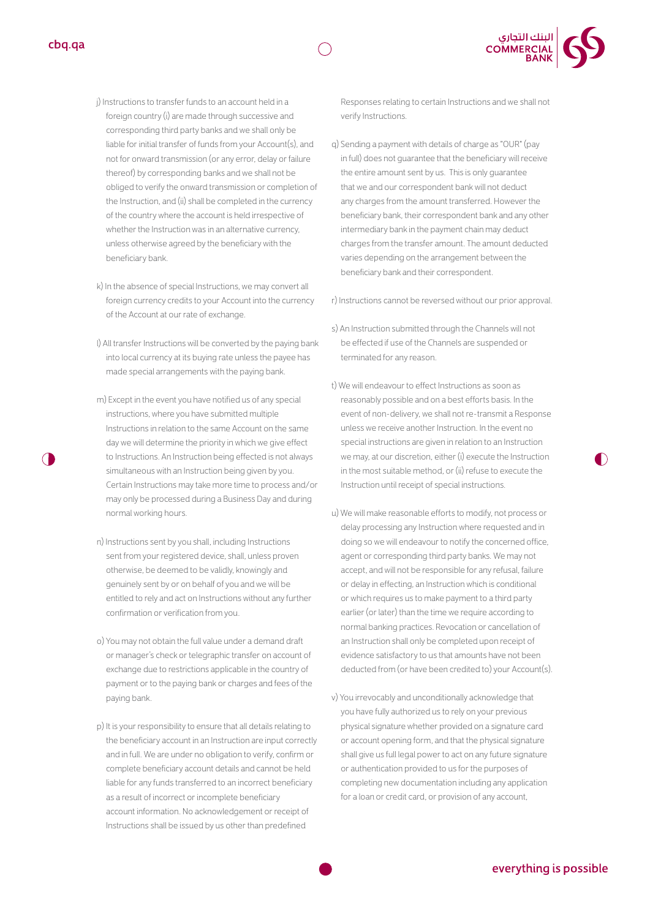j) Instructions to transfer funds to an account held in a foreign country (i) are made through successive and corresponding third party banks and we shall only be liable for initial transfer of funds from your Account(s), and not for onward transmission (or any error, delay or failure thereof) by corresponding banks and we shall not be obliged to verify the onward transmission or completion of the Instruction, and (ii) shall be completed in the currency of the country where the account is held irrespective of whether the Instruction was in an alternative currency, unless otherwise agreed by the beneficiary with the beneficiary bank.

k) In the absence of special Instructions, we may convert all foreign currency credits to your Account into the currency of the Account at our rate of exchange.

l) All transfer Instructions will be converted by the paying bank into local currency at its buying rate unless the payee has made special arrangements with the paying bank.

m) Except in the event you have notified us of any special instructions, where you have submitted multiple Instructions in relation to the same Account on the same day we will determine the priority in which we give effect to Instructions. An Instruction being effected is not always simultaneous with an Instruction being given by you. Certain Instructions may take more time to process and/or may only be processed during a Business Day and during normal working hours.

n) Instructions sent by you shall, including Instructions sent from your registered device, shall, unless proven otherwise, be deemed to be validly, knowingly and genuinely sent by or on behalf of you and we will be entitled to rely and act on Instructions without any further confirmation or verification from you.

o) You may not obtain the full value under a demand draft or manager's check or telegraphic transfer on account of exchange due to restrictions applicable in the country of payment or to the paying bank or charges and fees of the paying bank.

p) It is your responsibility to ensure that all details relating to the beneficiary account in an Instruction are input correctly and in full. We are under no obligation to verify, confirm or complete beneficiary account details and cannot be held liable for any funds transferred to an incorrect beneficiary as a result of incorrect or incomplete beneficiary account information. No acknowledgement or receipt of Instructions shall be issued by us other than predefined Responses relating to certain Instructions and we shall not verify Instructions.

q) Sending a payment with details of charge as "OUR" (pay in full) does not guarantee that the beneficiary will receive the entire amount sent by us. This is only guarantee that we and our correspondent bank will not deduct any charges from the amount transferred. However the beneficiary bank, their correspondent bank and any other intermediary bank in the payment chain may deduct charges from the transfer amount. The amount deducted varies depending on the arrangement between the beneficiary bank and their correspondent.

r) Instructions cannot be reversed without our prior approval.

s) An Instruction submitted through the Channels will not be effected if use of the Channels are suspended or terminated for any reason.

t) We will endeavour to effect Instructions as soon as reasonably possible and on a best efforts basis. In the event of non-delivery, we shall not re-transmit a Response unless we receive another Instruction. In the event no special instructions are given in relation to an Instruction we may, at our discretion, either (i) execute the Instruction in the most suitable method, or (ii) refuse to execute the Instruction until receipt of special instructions.

u) We will make reasonable efforts to modify, not process or delay processing any Instruction where requested and in doing so we will endeavour to notify the concerned office, agent or corresponding third party banks. We may not accept, and will not be responsible for any refusal, failure or delay in effecting, an Instruction which is conditional or which requires us to make payment to a third party earlier (or later) than the time we require according to normal banking practices. Revocation or cancellation of an Instruction shall only be completed upon receipt of evidence satisfactory to us that amounts have not been deducted from (or have been credited to) your Account(s).

v) You irrevocably and unconditionally acknowledge that you have fully authorized us to rely on your previous physical signature whether provided on a signature card or account opening form, and that the physical signature shall give us full legal power to act on any future signature or authentication provided to us for the purposes of completing new documentation including any application for a loan or credit card, or provision of any account,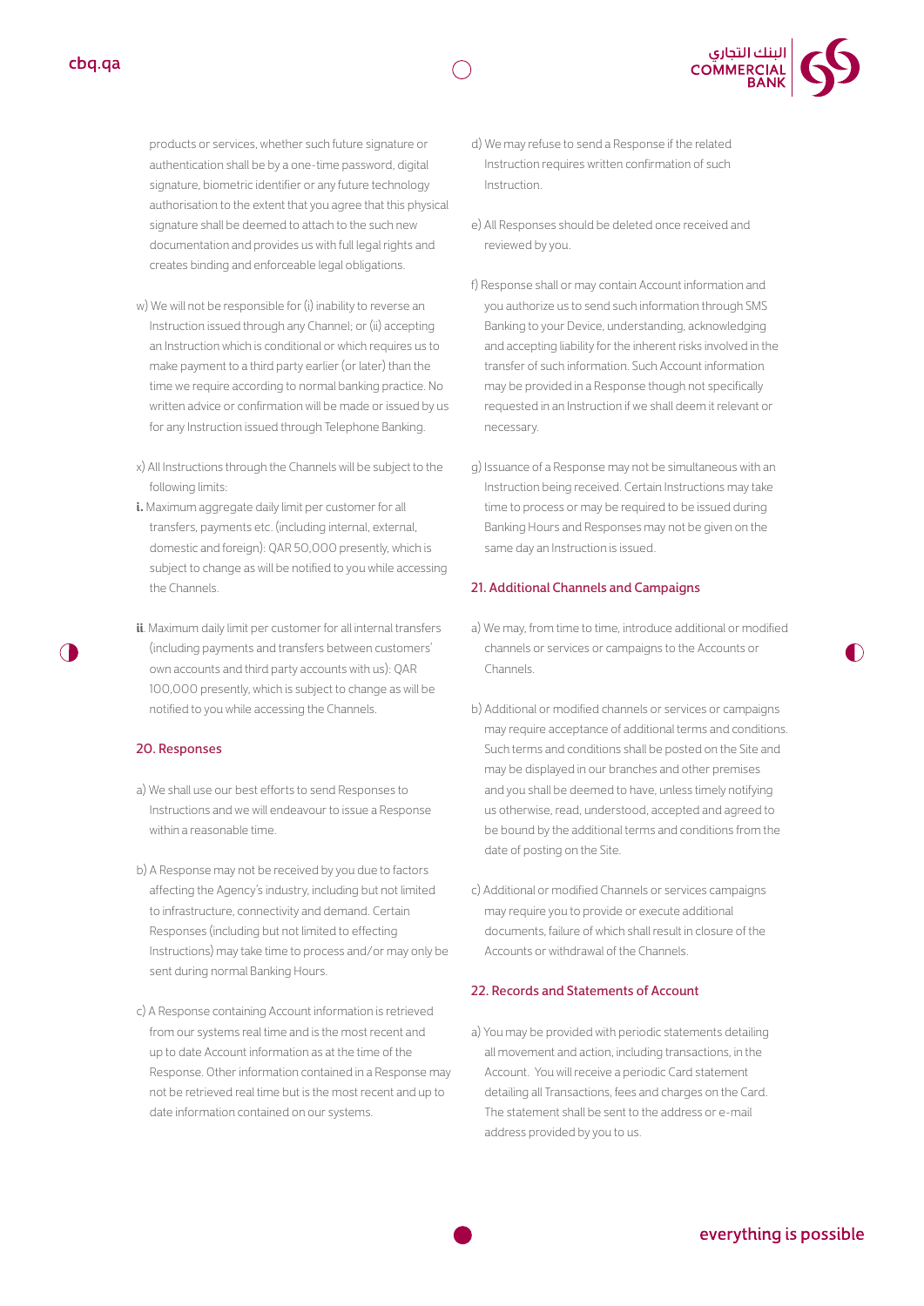products or services, whether such future signature or authentication shall be by a one-time password, digital signature, biometric identifier or any future technology authorisation to the extent that you agree that this physical signature shall be deemed to attach to the such new documentation and provides us with full legal rights and creates binding and enforceable legal obligations.

w) We will not be responsible for (i) inability to reverse an Instruction issued through any Channel; or (ii) accepting an Instruction which is conditional or which requires us to make payment to a third party earlier (or later) than the time we require according to normal banking practice. No written advice or confirmation will be made or issued by us for any Instruction issued through Telephone Banking.

x) All Instructions through the Channels will be subject to the following limits:

**i.** Maximum aggregate daily limit per customer for all transfers, payments etc. (including internal, external, domestic and foreign): QAR 50,000 presently, which is subject to change as will be notified to you while accessing the Channels.

**ii**. Maximum daily limit per customer for all internal transfers (including payments and transfers between customers' own accounts and third party accounts with us): QAR 100,000 presently, which is subject to change as will be notified to you while accessing the Channels.

## 20. Responses

a) We shall use our best efforts to send Responses to Instructions and we will endeavour to issue a Response within a reasonable time.

b) A Response may not be received by you due to factors affecting the Agency's industry, including but not limited to infrastructure, connectivity and demand. Certain Responses (including but not limited to effecting Instructions) may take time to process and/or may only be sent during normal Banking Hours.

c) A Response containing Account information is retrieved from our systems real time and is the most recent and up to date Account information as at the time of the Response. Other information contained in a Response may not be retrieved real time but is the most recent and up to date information contained on our systems.

d) We may refuse to send a Response if the related Instruction requires written confirmation of such Instruction.

e) All Responses should be deleted once received and reviewed by you.

f) Response shall or may contain Account information and you authorize us to send such information through SMS Banking to your Device, understanding, acknowledging and accepting liability for the inherent risks involved in the transfer of such information. Such Account information may be provided in a Response though not specifically requested in an Instruction if we shall deem it relevant or necessary.

g) Issuance of a Response may not be simultaneous with an Instruction being received. Certain Instructions may take time to process or may be required to be issued during Banking Hours and Responses may not be given on the same day an Instruction is issued.

## 21. Additional Channels and Campaigns

a) We may, from time to time, introduce additional or modified channels or services or campaigns to the Accounts or Channels.

b) Additional or modified channels or services or campaigns may require acceptance of additional terms and conditions. Such terms and conditions shall be posted on the Site and may be displayed in our branches and other premises and you shall be deemed to have, unless timely notifying us otherwise, read, understood, accepted and agreed to be bound by the additional terms and conditions from the date of posting on the Site.

c) Additional or modified Channels or services campaigns may require you to provide or execute additional documents, failure of which shall result in closure of the Accounts or withdrawal of the Channels.

## 22. Records and Statements of Account

a) You may be provided with periodic statements detailing all movement and action, including transactions, in the Account. You will receive a periodic Card statement detailing all Transactions, fees and charges on the Card. The statement shall be sent to the address or e-mail address provided by you to us.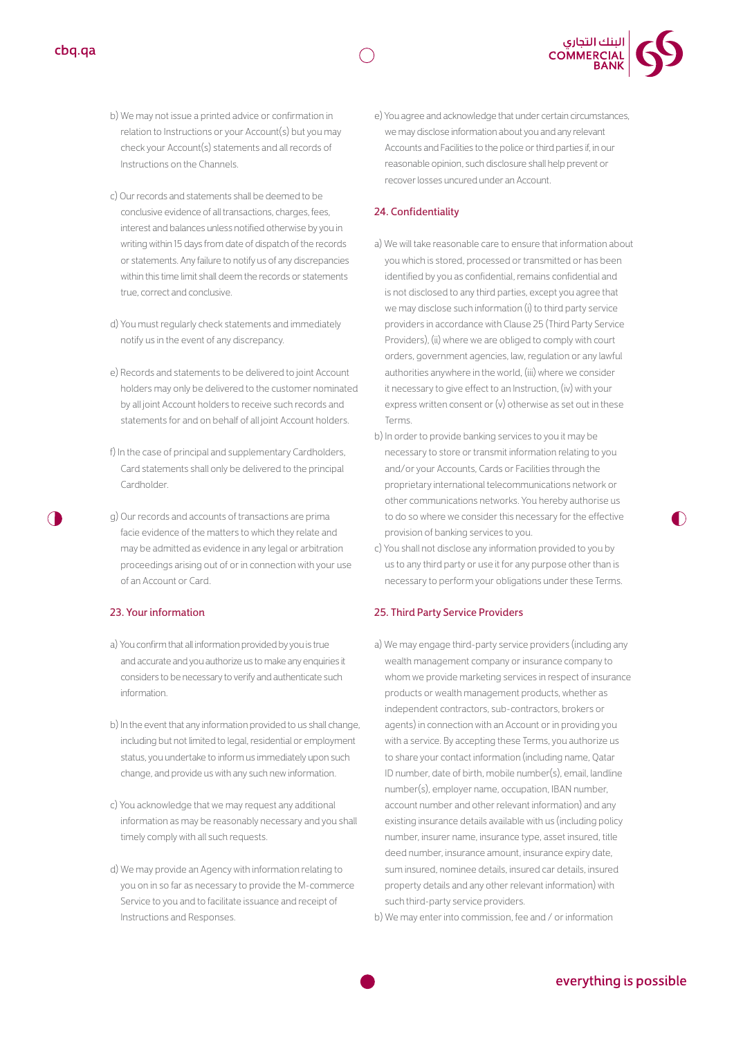b) We may not issue a printed advice or confirmation in relation to Instructions or your Account(s) but you may check your Account(s) statements and all records of Instructions on the Channels.

c) Our records and statements shall be deemed to be conclusive evidence of all transactions, charges, fees, interest and balances unless notified otherwise by you in writing within 15 days from date of dispatch of the records or statements. Any failure to notify us of any discrepancies within this time limit shall deem the records or statements true, correct and conclusive.

d) You must regularly check statements and immediately notify us in the event of any discrepancy.

e) Records and statements to be delivered to joint Account holders may only be delivered to the customer nominated by all joint Account holders to receive such records and statements for and on behalf of all joint Account holders.

f) In the case of principal and supplementary Cardholders, Card statements shall only be delivered to the principal Cardholder.

g) Our records and accounts of transactions are prima facie evidence of the matters to which they relate and may be admitted as evidence in any legal or arbitration proceedings arising out of or in connection with your use of an Account or Card.

## 23. Your information

a) You confirm that all information provided by you is true and accurate and you authorize us to make any enquiries it considers to be necessary to verify and authenticate such information.

b) In the event that any information provided to us shall change, including but not limited to legal, residential or employment status, you undertake to inform us immediately upon such change, and provide us with any such new information.

c) You acknowledge that we may request any additional information as may be reasonably necessary and you shall timely comply with all such requests.

d) We may provide an Agency with information relating to you on in so far as necessary to provide the M-commerce Service to you and to facilitate issuance and receipt of Instructions and Responses.

e) You agree and acknowledge that under certain circumstances, we may disclose information about you and any relevant Accounts and Facilities to the police or third parties if, in our reasonable opinion, such disclosure shall help prevent or recover losses uncured under an Account.

## 24. Confidentiality

a) We will take reasonable care to ensure that information about you which is stored, processed or transmitted or has been identified by you as confidential, remains confidential and is not disclosed to any third parties, except you agree that we may disclose such information (i) to third party service providers in accordance with Clause 25 (Third Party Service Providers), (ii) where we are obliged to comply with court orders, government agencies, law, regulation or any lawful authorities anywhere in the world, (iii) where we consider it necessary to give effect to an Instruction, (iv) with your express written consent or (v) otherwise as set out in these Terms.

b) In order to provide banking services to you it may be necessary to store or transmit information relating to you and/or your Accounts, Cards or Facilities through the proprietary international telecommunications network or other communications networks. You hereby authorise us to do so where we consider this necessary for the effective provision of banking services to you.

c) You shall not disclose any information provided to you by us to any third party or use it for any purpose other than is necessary to perform your obligations under these Terms.

## 25. Third Party Service Providers

a) We may engage third-party service providers (including any wealth management company or insurance company to whom we provide marketing services in respect of insurance products or wealth management products, whether as independent contractors, sub-contractors, brokers or agents) in connection with an Account or in providing you with a service. By accepting these Terms, you authorize us to share your contact information (including name, Qatar ID number, date of birth, mobile number(s), email, landline number(s), employer name, occupation, IBAN number, account number and other relevant information) and any existing insurance details available with us (including policy number, insurer name, insurance type, asset insured, title deed number, insurance amount, insurance expiry date, sum insured, nominee details, insured car details, insured property details and any other relevant information) with such third-party service providers.

b) We may enter into commission, fee and / or information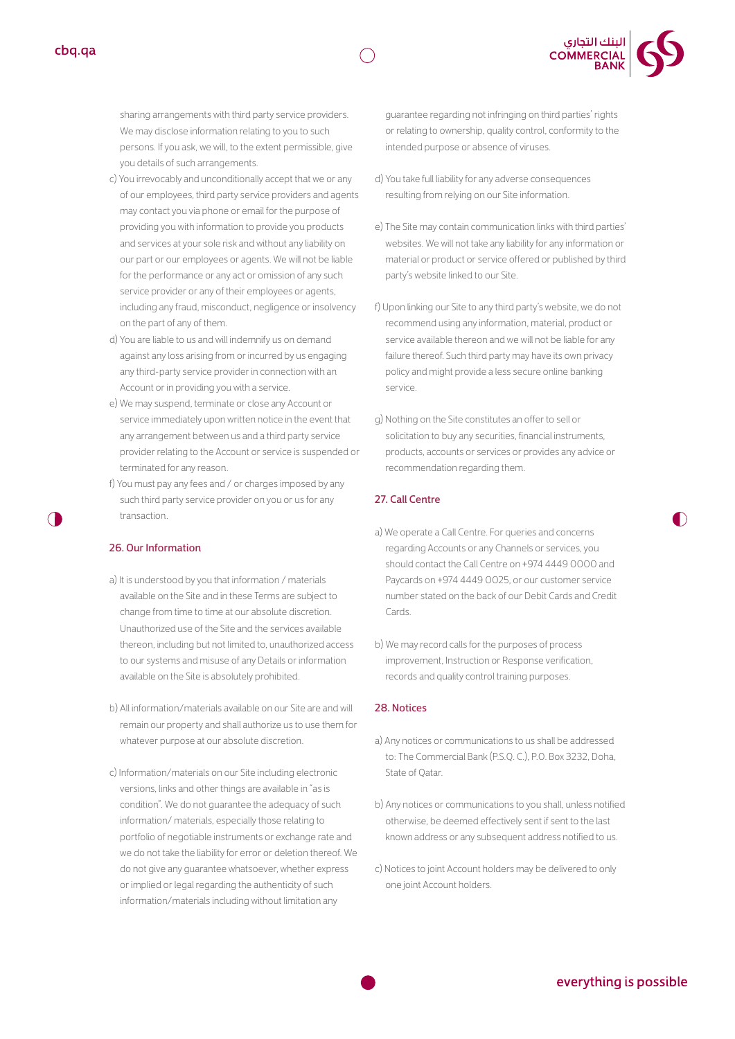sharing arrangements with third party service providers. We may disclose information relating to you to such persons. If you ask, we will, to the extent permissible, give you details of such arrangements.

c) You irrevocably and unconditionally accept that we or any of our employees, third party service providers and agents may contact you via phone or email for the purpose of providing you with information to provide you products and services at your sole risk and without any liability on our part or our employees or agents. We will not be liable for the performance or any act or omission of any such service provider or any of their employees or agents, including any fraud, misconduct, negligence or insolvency on the part of any of them.

d) You are liable to us and will indemnify us on demand against any loss arising from or incurred by us engaging any third-party service provider in connection with an Account or in providing you with a service.

e) We may suspend, terminate or close any Account or service immediately upon written notice in the event that any arrangement between us and a third party service provider relating to the Account or service is suspended or terminated for any reason.

f) You must pay any fees and / or charges imposed by any such third party service provider on you or us for any transaction.

## 26. Our Information

a) It is understood by you that information / materials available on the Site and in these Terms are subject to change from time to time at our absolute discretion. Unauthorized use of the Site and the services available thereon, including but not limited to, unauthorized access to our systems and misuse of any Details or information available on the Site is absolutely prohibited.

b) All information/materials available on our Site are and will remain our property and shall authorize us to use them for whatever purpose at our absolute discretion.

c) Information/materials on our Site including electronic versions, links and other things are available in "as is condition". We do not guarantee the adequacy of such information/ materials, especially those relating to portfolio of negotiable instruments or exchange rate and we do not take the liability for error or deletion thereof. We do not give any guarantee whatsoever, whether express or implied or legal regarding the authenticity of such information/materials including without limitation any guarantee regarding not infringing on third parties' rights or relating to ownership, quality control, conformity to the intended purpose or absence of viruses.

d) You take full liability for any adverse consequences resulting from relying on our Site information.

e) The Site may contain communication links with third parties' websites. We will not take any liability for any information or material or product or service offered or published by third party's website linked to our Site.

f) Upon linking our Site to any third party's website, we do not recommend using any information, material, product or service available thereon and we will not be liable for any failure thereof. Such third party may have its own privacy policy and might provide a less secure online banking service.

g) Nothing on the Site constitutes an offer to sell or solicitation to buy any securities, financial instruments, products, accounts or services or provides any advice or recommendation regarding them.

## 27. Call Centre

a) We operate a Call Centre. For queries and concerns regarding Accounts or any Channels or services, you should contact the Call Centre on +974 4449 0000 and Paycards on +974 4449 0025, or our customer service number stated on the back of our Debit Cards and Credit Cards.

b) We may record calls for the purposes of process improvement, Instruction or Response verification, records and quality control training purposes.

## 28. Notices

a) Any notices or communications to us shall be addressed to: The Commercial Bank (P.S.Q. C.), P.O. Box 3232, Doha, State of Qatar.

b) Any notices or communications to you shall, unless notified otherwise, be deemed effectively sent if sent to the last known address or any subsequent address notified to us.

c) Notices to joint Account holders may be delivered to only one joint Account holders.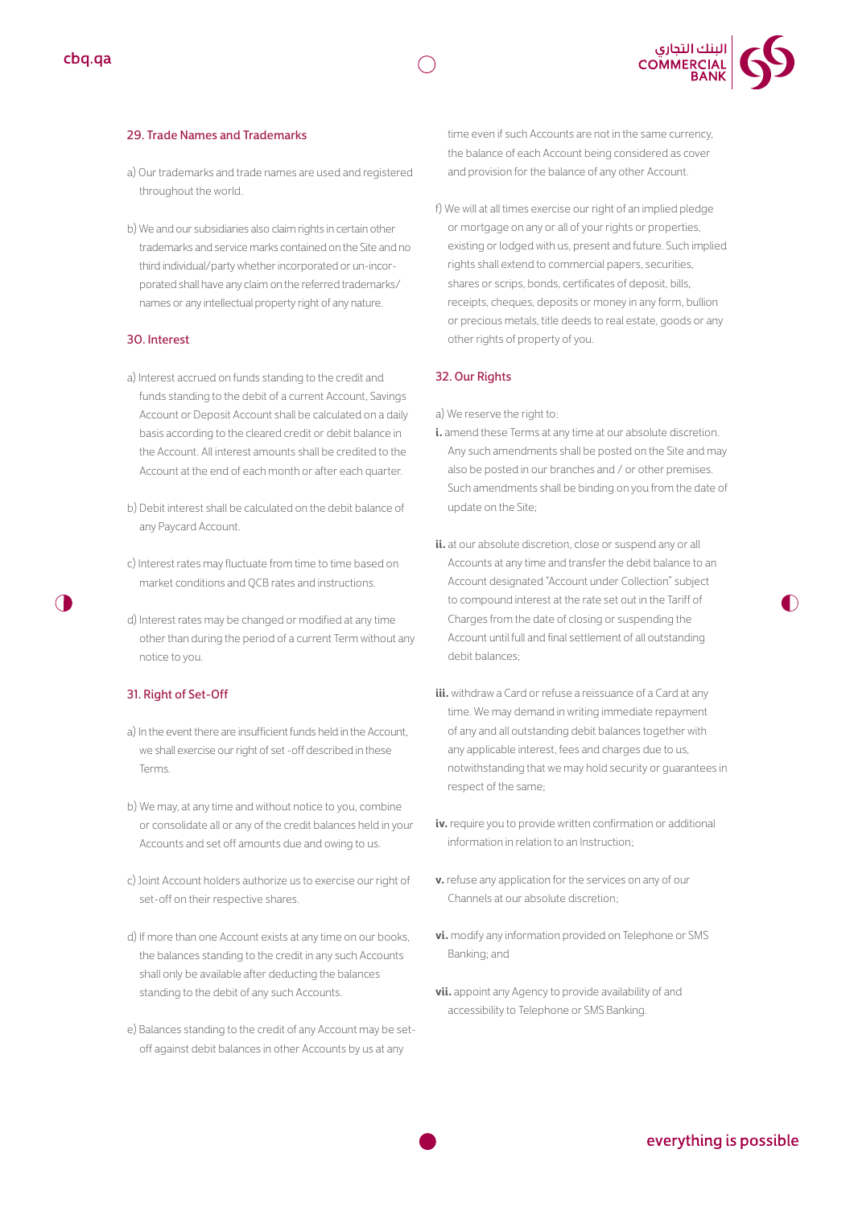## 29. Trade Names and Trademarks

a) Our trademarks and trade names are used and registered throughout the world.

b) We and our subsidiaries also claim rights in certain other trademarks and service marks contained on the Site and no third individual/party whether incorporated or un-incorporated shall have any claim on the referred trademarks/ names or any intellectual property right of any nature.

## 30. Interest

a) Interest accrued on funds standing to the credit and funds standing to the debit of a current Account, Savings Account or Deposit Account shall be calculated on a daily basis according to the cleared credit or debit balance in the Account. All interest amounts shall be credited to the Account at the end of each month or after each quarter.

b) Debit interest shall be calculated on the debit balance of any Paycard Account.

c) Interest rates may fluctuate from time to time based on market conditions and QCB rates and instructions.

d) Interest rates may be changed or modified at any time other than during the period of a current Term without any notice to you.

## 31. Right of Set-Off

a) In the event there are insufficient funds held in the Account, we shall exercise our right of set -off described in these Terms.

b) We may, at any time and without notice to you, combine or consolidate all or any of the credit balances held in your Accounts and set off amounts due and owing to us.

c) Joint Account holders authorize us to exercise our right of set-off on their respective shares.

d) If more than one Account exists at any time on our books, the balances standing to the credit in any such Accounts shall only be available after deducting the balances standing to the debit of any such Accounts.

e) Balances standing to the credit of any Account may be set-off against debit balances in other Accounts by us at any time even if such Accounts are not in the same currency, the balance of each Account being considered as cover and provision for the balance of any other Account.

f) We will at all times exercise our right of an implied pledge or mortgage on any or all of your rights or properties, existing or lodged with us, present and future. Such implied rights shall extend to commercial papers, securities, shares or scrips, bonds, certificates of deposit, bills, receipts, cheques, deposits or money in any form, bullion or precious metals, title deeds to real estate, goods or any other rights of property of you.

## 32. Our Rights

a) We reserve the right to:

**i.** amend these Terms at any time at our absolute discretion. Any such amendments shall be posted on the Site and may also be posted in our branches and / or other premises. Such amendments shall be binding on you from the date of update on the Site;

**ii.** at our absolute discretion, close or suspend any or all Accounts at any time and transfer the debit balance to an Account designated "Account under Collection" subject to compound interest at the rate set out in the Tariff of Charges from the date of closing or suspending the Account until full and final settlement of all outstanding debit balances;

**iii.** withdraw a Card or refuse a reissuance of a Card at any time. We may demand in writing immediate repayment of any and all outstanding debit balances together with any applicable interest, fees and charges due to us, notwithstanding that we may hold security or guarantees in respect of the same;

**iv.** require you to provide written confirmation or additional information in relation to an Instruction;

**v.** refuse any application for the services on any of our Channels at our absolute discretion;

**vi.** modify any information provided on Telephone or SMS Banking; and

**vii.** appoint any Agency to provide availability of and accessibility to Telephone or SMS Banking.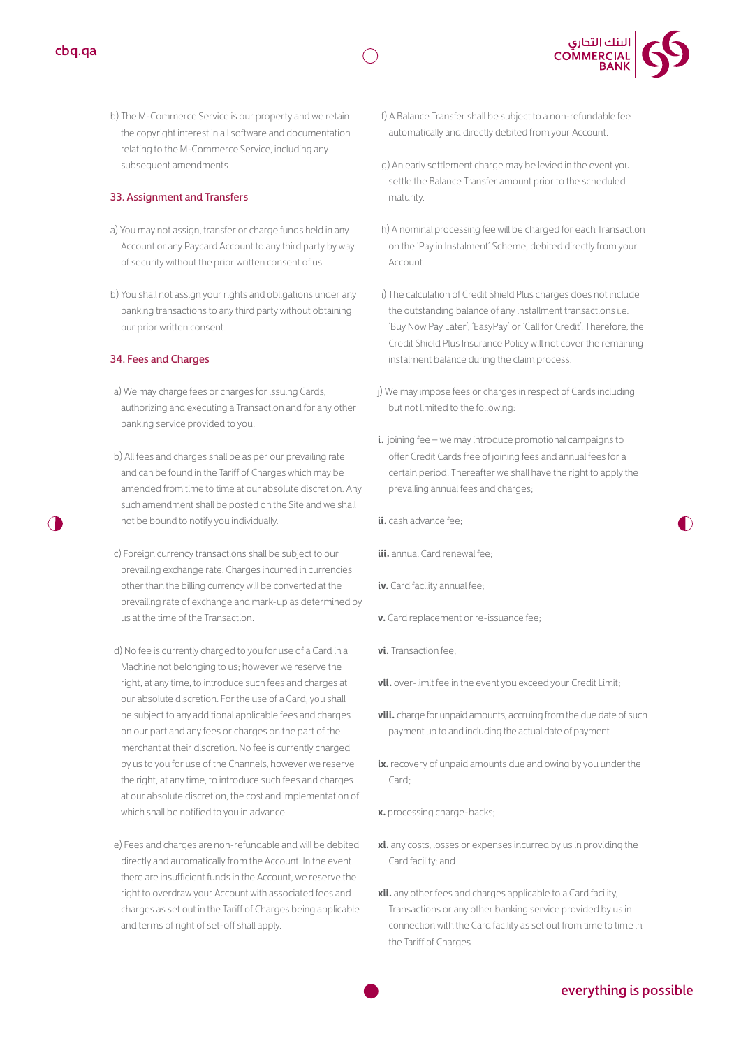b) The M-Commerce Service is our property and we retain the copyright interest in all software and documentation relating to the M-Commerce Service, including any subsequent amendments.

## 33. Assignment and Transfers

a) You may not assign, transfer or charge funds held in any Account or any Paycard Account to any third party by way of security without the prior written consent of us.

b) You shall not assign your rights and obligations under any banking transactions to any third party without obtaining our prior written consent.

## 34. Fees and Charges

a) We may charge fees or charges for issuing Cards, authorizing and executing a Transaction and for any other banking service provided to you.

b) All fees and charges shall be as per our prevailing rate and can be found in the Tariff of Charges which may be amended from time to time at our absolute discretion. Any such amendment shall be posted on the Site and we shall not be bound to notify you individually.

c) Foreign currency transactions shall be subject to our prevailing exchange rate. Charges incurred in currencies other than the billing currency will be converted at the prevailing rate of exchange and mark-up as determined by us at the time of the Transaction.

d) No fee is currently charged to you for use of a Card in a Machine not belonging to us; however we reserve the right, at any time, to introduce such fees and charges at our absolute discretion. For the use of a Card, you shall be subject to any additional applicable fees and charges on our part and any fees or charges on the part of the merchant at their discretion. No fee is currently charged by us to you for use of the Channels, however we reserve the right, at any time, to introduce such fees and charges at our absolute discretion, the cost and implementation of which shall be notified to you in advance.

e) Fees and charges are non-refundable and will be debited directly and automatically from the Account. In the event there are insufficient funds in the Account, we reserve the right to overdraw your Account with associated fees and charges as set out in the Tariff of Charges being applicable and terms of right of set-off shall apply.

f) A Balance Transfer shall be subject to a non-refundable fee automatically and directly debited from your Account.

g) An early settlement charge may be levied in the event you settle the Balance Transfer amount prior to the scheduled maturity.

h) A nominal processing fee will be charged for each Transaction on the 'Pay in Instalment' Scheme, debited directly from your Account.

i) The calculation of Credit Shield Plus charges does not include the outstanding balance of any installment transactions i.e. 'Buy Now Pay Later', 'EasyPay' or 'Call for Credit'. Therefore, the Credit Shield Plus Insurance Policy will not cover the remaining instalment balance during the claim process.

j) We may impose fees or charges in respect of Cards including but not limited to the following:

**i.** joining fee – we may introduce promotional campaigns to offer Credit Cards free of joining fees and annual fees for a certain period. Thereafter we shall have the right to apply the prevailing annual fees and charges;

**ii.** cash advance fee;

**iii.** annual Card renewal fee;

**iv.** Card facility annual fee;

**v.** Card replacement or re-issuance fee;

**vi.** Transaction fee;

**vii.** over-limit fee in the event you exceed your Credit Limit;

**viii.** charge for unpaid amounts, accruing from the due date of such payment up to and including the actual date of payment

**ix.** recovery of unpaid amounts due and owing by you under the Card;

**x.** processing charge-backs;

**xi.** any costs, losses or expenses incurred by us in providing the Card facility; and

**xii.** any other fees and charges applicable to a Card facility, Transactions or any other banking service provided by us in connection with the Card facility as set out from time to time in the Tariff of Charges.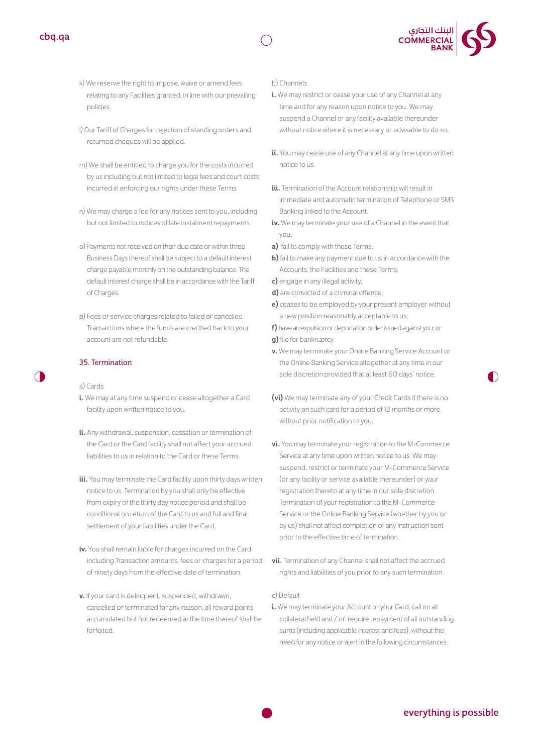k) We reserve the right to impose, waive or amend fees relating to any Facilities granted, in line with our prevailing policies.

l) Our Tariff of Charges for rejection of standing orders and returned cheques will be applied.

m) We shall be entitled to charge you for the costs incurred by us including but not limited to legal fees and court costs incurred in enforcing our rights under these Terms.

n) We may charge a fee for any notices sent to you, including but not limited to notices of late instalment repayments.

o) Payments not received on their due date or within three Business Days thereof shall be subject to a default interest charge payable monthly on the outstanding balance. The default interest charge shall be in accordance with the Tariff of Charges.

p) Fees or service charges related to failed or cancelled Transactions where the funds are credited back to your account are not refundable.

## 35. Termination

a) Cards

**i.** We may at any time suspend or cease altogether a Card facility upon written notice to you.

**ii.** Any withdrawal, suspension, cessation or termination of the Card or the Card facility shall not affect your accrued liabilities to us in relation to the Card or these Terms.

**iii.** You may terminate the Card facility upon thirty days written notice to us. Termination by you shall only be effective from expiry of the thirty day notice period and shall be conditional on return of the Card to us and full and final settlement of your liabilities under the Card.

**iv.** You shall remain liable for charges incurred on the Card including Transaction amounts, fees or charges for a period of ninety days from the effective date of termination.

**v.** If your card is delinquent, suspended, withdrawn, cancelled or terminated for any reason, all reward points accumulated but not redeemed at the time thereof shall be forfeited.

b) Channels

**i.** We may restrict or cease your use of any Channel at any time and for any reason upon notice to you. We may suspend a Channel or any facility available thereunder without notice where it is necessary or advisable to do so.

**ii.** You may cease use of any Channel at any time upon written notice to us.

**iii.** Termination of the Account relationship will result in immediate and automatic termination of Telephone or SMS Banking linked to the Account.

**iv.** We may terminate your use of a Channel in the event that you:

**a)** fail to comply with these Terms;

**b)** fail to make any payment due to us in accordance with the Accounts, the Facilities and these Terms;

**c)** engage in any illegal activity;

**d)** are convicted of a criminal offence;

**e)** ceases to be employed by your present employer without a new position reasonably acceptable to us;

**f)** have an expulsion or deportation order issued against you; or

**g)** file for bankruptcy.

**v.** We may terminate your Online Banking Service Account or the Online Banking Service altogether at any time in our sole discretion provided that at least 60 days' notice.

**(vi)** We may terminate any of your Credit Cards if there is no activity on such card for a period of 12 months or more without prior notification to you.

**vi.** You may terminate your registration to the M-Commerce Service at any time upon written notice to us. We may suspend, restrict or terminate your M-Commerce Service (or any facility or service available thereunder) or your registration thereto at any time in our sole discretion. Termination of your registration to the M-Commerce Service or the Online Banking Service (whether by you or by us) shall not affect completion of any Instruction sent prior to the effective time of termination.

**vii.** Termination of any Channel shall not affect the accrued rights and liabilities of you prior to any such termination.

c) Default

**i.** We may terminate your Account or your Card, call on all collateral held and / or require repayment of all outstanding sums (including applicable interest and fees), without the need for any notice or alert in the following circumstances: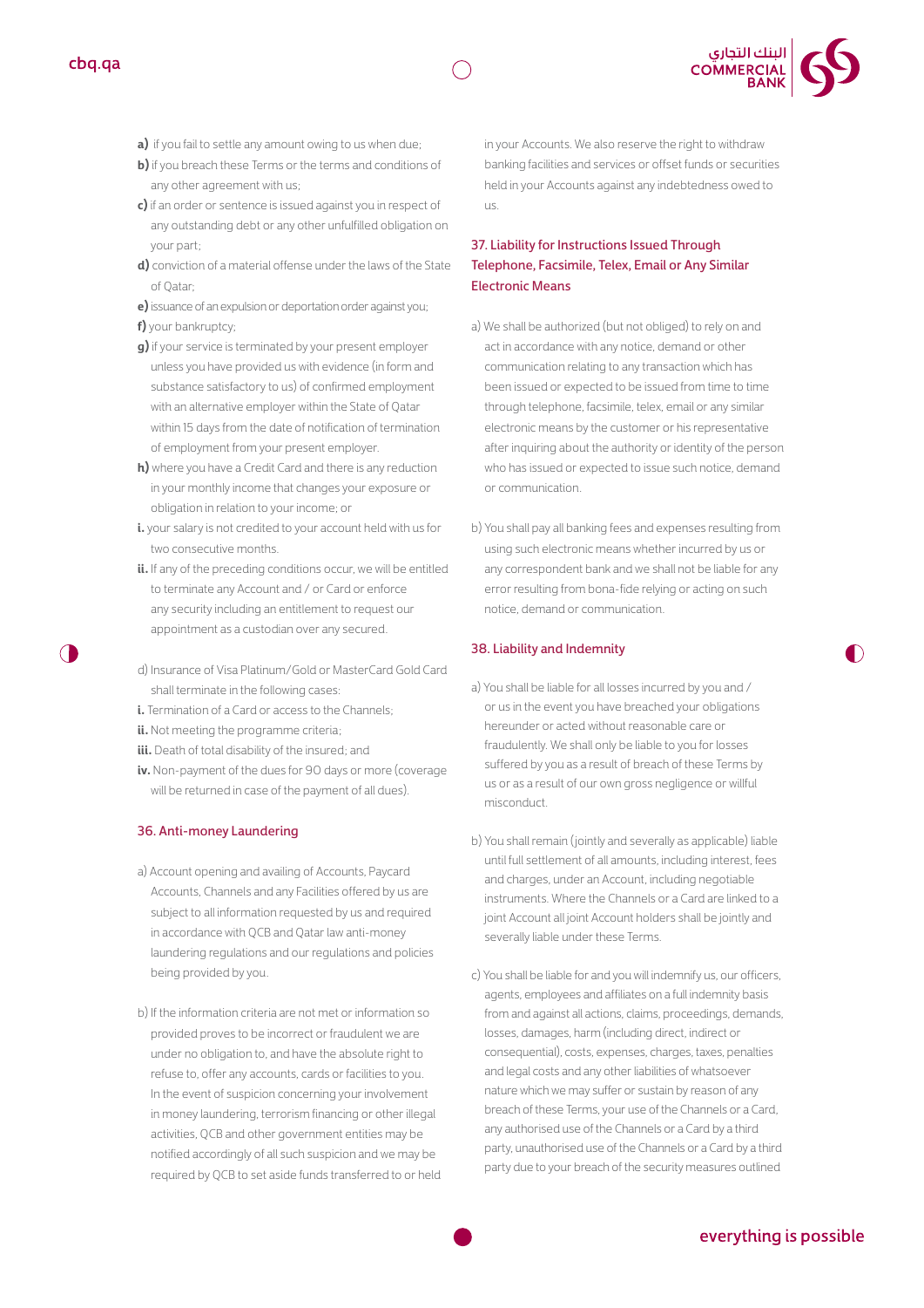**a)** if you fail to settle any amount owing to us when due;

**b)** if you breach these Terms or the terms and conditions of any other agreement with us;

**c)** if an order or sentence is issued against you in respect of any outstanding debt or any other unfulfilled obligation on your part;

**d)** conviction of a material offense under the laws of the State of Qatar;

**e)** issuance of an expulsion or deportation order against you;

**f)** your bankruptcy;

**g)** if your service is terminated by your present employer unless you have provided us with evidence (in form and substance satisfactory to us) of confirmed employment with an alternative employer within the State of Qatar within 15 days from the date of notification of termination of employment from your present employer.

**h)** where you have a Credit Card and there is any reduction in your monthly income that changes your exposure or obligation in relation to your income; or

**i.** your salary is not credited to your account held with us for two consecutive months.

**ii.** If any of the preceding conditions occur, we will be entitled to terminate any Account and / or Card or enforce any security including an entitlement to request our appointment as a custodian over any secured.

d) Insurance of Visa Platinum/Gold or MasterCard Gold Card shall terminate in the following cases:

**i.** Termination of a Card or access to the Channels;

**ii.** Not meeting the programme criteria;

**iii.** Death of total disability of the insured; and

**iv.** Non-payment of the dues for 90 days or more (coverage will be returned in case of the payment of all dues).

## 36. Anti-money Laundering

a) Account opening and availing of Accounts, Paycard Accounts, Channels and any Facilities offered by us are subject to all information requested by us and required in accordance with QCB and Qatar law anti-money laundering regulations and our regulations and policies being provided by you.

b) If the information criteria are not met or information so provided proves to be incorrect or fraudulent we are under no obligation to, and have the absolute right to refuse to, offer any accounts, cards or facilities to you. In the event of suspicion concerning your involvement in money laundering, terrorism financing or other illegal activities, QCB and other government entities may be notified accordingly of all such suspicion and we may be required by QCB to set aside funds transferred to or held in your Accounts. We also reserve the right to withdraw banking facilities and services or offset funds or securities held in your Accounts against any indebtedness owed to us.

## 37. Liability for Instructions Issued Through Telephone, Facsimile, Telex, Email or Any Similar Electronic Means

a) We shall be authorized (but not obliged) to rely on and act in accordance with any notice, demand or other communication relating to any transaction which has been issued or expected to be issued from time to time through telephone, facsimile, telex, email or any similar electronic means by the customer or his representative after inquiring about the authority or identity of the person who has issued or expected to issue such notice, demand or communication.

b) You shall pay all banking fees and expenses resulting from using such electronic means whether incurred by us or any correspondent bank and we shall not be liable for any error resulting from bona-fide relying or acting on such notice, demand or communication.

## 38. Liability and Indemnity

a) You shall be liable for all losses incurred by you and / or us in the event you have breached your obligations hereunder or acted without reasonable care or fraudulently. We shall only be liable to you for losses suffered by you as a result of breach of these Terms by us or as a result of our own gross negligence or willful misconduct.

b) You shall remain (jointly and severally as applicable) liable until full settlement of all amounts, including interest, fees and charges, under an Account, including negotiable instruments. Where the Channels or a Card are linked to a joint Account all joint Account holders shall be jointly and severally liable under these Terms.

c) You shall be liable for and you will indemnify us, our officers, agents, employees and affiliates on a full indemnity basis from and against all actions, claims, proceedings, demands, losses, damages, harm (including direct, indirect or consequential), costs, expenses, charges, taxes, penalties and legal costs and any other liabilities of whatsoever nature which we may suffer or sustain by reason of any breach of these Terms, your use of the Channels or a Card, any authorised use of the Channels or a Card by a third party, unauthorised use of the Channels or a Card by a third party due to your breach of the security measures outlined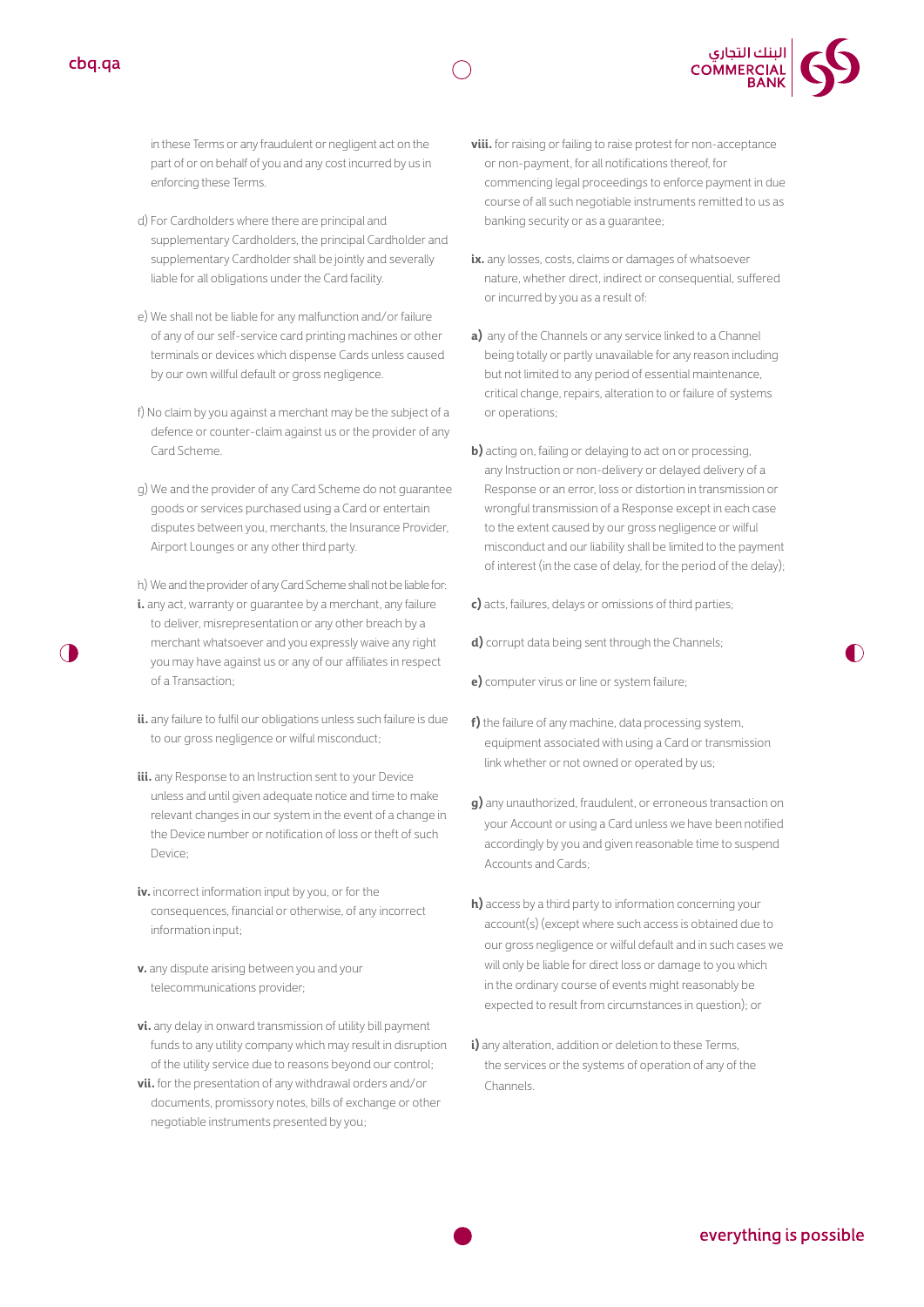in these Terms or any fraudulent or negligent act on the part of or on behalf of you and any cost incurred by us in enforcing these Terms.

d) For Cardholders where there are principal and supplementary Cardholders, the principal Cardholder and supplementary Cardholder shall be jointly and severally liable for all obligations under the Card facility.

e) We shall not be liable for any malfunction and/or failure of any of our self-service card printing machines or other terminals or devices which dispense Cards unless caused by our own willful default or gross negligence.

f) No claim by you against a merchant may be the subject of a defence or counter-claim against us or the provider of any Card Scheme.

g) We and the provider of any Card Scheme do not guarantee goods or services purchased using a Card or entertain disputes between you, merchants, the Insurance Provider, Airport Lounges or any other third party.

h) We and the provider of any Card Scheme shall not be liable for:

**i.** any act, warranty or guarantee by a merchant, any failure to deliver, misrepresentation or any other breach by a merchant whatsoever and you expressly waive any right you may have against us or any of our affiliates in respect of a Transaction;

**ii.** any failure to fulfil our obligations unless such failure is due to our gross negligence or wilful misconduct;

**iii.** any Response to an Instruction sent to your Device unless and until given adequate notice and time to make relevant changes in our system in the event of a change in the Device number or notification of loss or theft of such Device;

**iv.** incorrect information input by you, or for the consequences, financial or otherwise, of any incorrect information input;

**v.** any dispute arising between you and your telecommunications provider;

**vi.** any delay in onward transmission of utility bill payment funds to any utility company which may result in disruption of the utility service due to reasons beyond our control;

**vii.** for the presentation of any withdrawal orders and/or documents, promissory notes, bills of exchange or other negotiable instruments presented by you;

**viii.** for raising or failing to raise protest for non-acceptance or non-payment, for all notifications thereof, for commencing legal proceedings to enforce payment in due course of all such negotiable instruments remitted to us as banking security or as a guarantee;

**ix.** any losses, costs, claims or damages of whatsoever nature, whether direct, indirect or consequential, suffered or incurred by you as a result of:

**a)** any of the Channels or any service linked to a Channel being totally or partly unavailable for any reason including but not limited to any period of essential maintenance, critical change, repairs, alteration to or failure of systems or operations;

**b)** acting on, failing or delaying to act on or processing, any Instruction or non-delivery or delayed delivery of a Response or an error, loss or distortion in transmission or wrongful transmission of a Response except in each case to the extent caused by our gross negligence or wilful misconduct and our liability shall be limited to the payment of interest (in the case of delay, for the period of the delay);

**c)** acts, failures, delays or omissions of third parties;

**d)** corrupt data being sent through the Channels;

**e)** computer virus or line or system failure;

**f)** the failure of any machine, data processing system, equipment associated with using a Card or transmission link whether or not owned or operated by us;

**g)** any unauthorized, fraudulent, or erroneous transaction on your Account or using a Card unless we have been notified accordingly by you and given reasonable time to suspend Accounts and Cards;

**h)** access by a third party to information concerning your account(s) (except where such access is obtained due to our gross negligence or wilful default and in such cases we will only be liable for direct loss or damage to you which in the ordinary course of events might reasonably be expected to result from circumstances in question); or

**i)** any alteration, addition or deletion to these Terms, the services or the systems of operation of any of the Channels.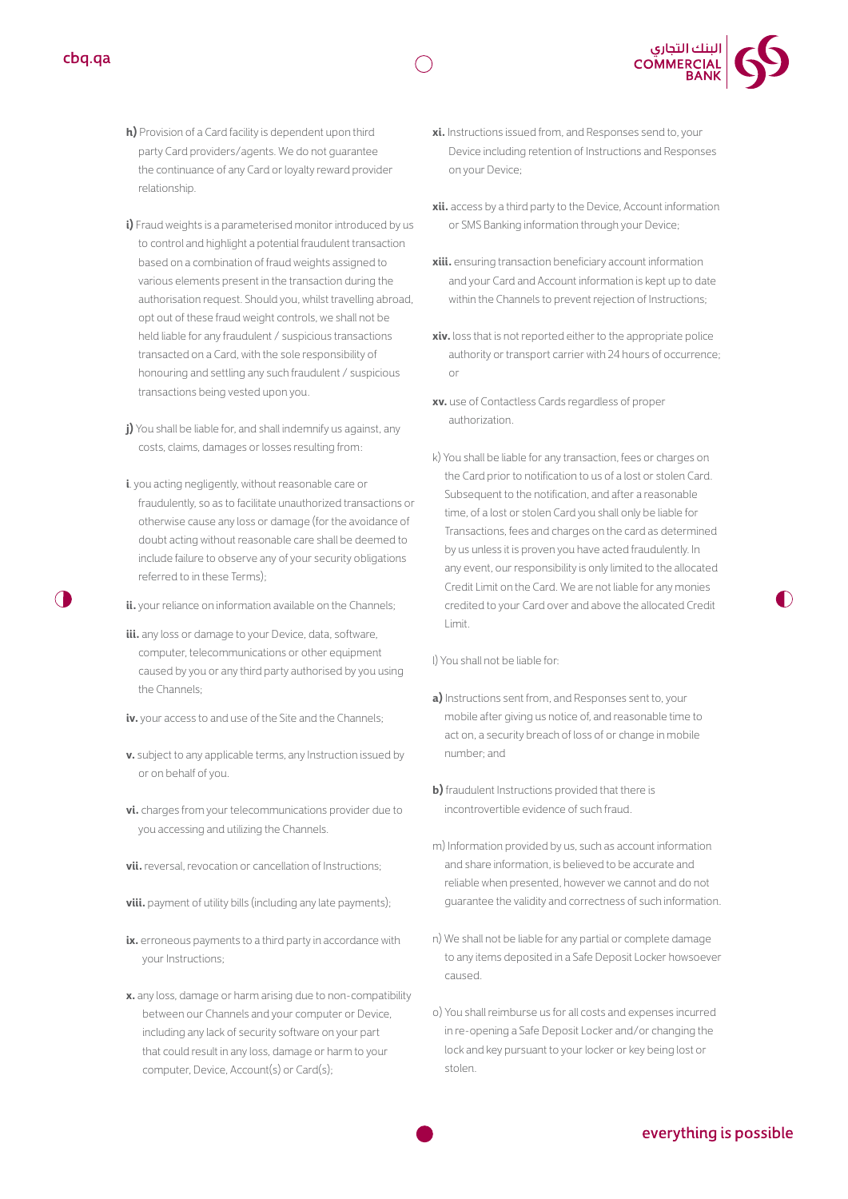**h)** Provision of a Card facility is dependent upon third party Card providers/agents. We do not guarantee the continuance of any Card or loyalty reward provider relationship.

**i)** Fraud weights is a parameterised monitor introduced by us to control and highlight a potential fraudulent transaction based on a combination of fraud weights assigned to various elements present in the transaction during the authorisation request. Should you, whilst travelling abroad, opt out of these fraud weight controls, we shall not be held liable for any fraudulent / suspicious transactions transacted on a Card, with the sole responsibility of honouring and settling any such fraudulent / suspicious transactions being vested upon you.

**j)** You shall be liable for, and shall indemnify us against, any costs, claims, damages or losses resulting from:

**i**. you acting negligently, without reasonable care or fraudulently, so as to facilitate unauthorized transactions or otherwise cause any loss or damage (for the avoidance of doubt acting without reasonable care shall be deemed to include failure to observe any of your security obligations referred to in these Terms);

**ii.** your reliance on information available on the Channels;

**iii.** any loss or damage to your Device, data, software, computer, telecommunications or other equipment caused by you or any third party authorised by you using the Channels;

**iv.** your access to and use of the Site and the Channels;

**v.** subject to any applicable terms, any Instruction issued by or on behalf of you.

**vi.** charges from your telecommunications provider due to you accessing and utilizing the Channels.

**vii.** reversal, revocation or cancellation of Instructions;

**viii.** payment of utility bills (including any late payments);

**ix.** erroneous payments to a third party in accordance with your Instructions;

**x.** any loss, damage or harm arising due to non-compatibility between our Channels and your computer or Device, including any lack of security software on your part that could result in any loss, damage or harm to your computer, Device, Account(s) or Card(s);

**xi.** Instructions issued from, and Responses send to, your Device including retention of Instructions and Responses on your Device;

**xii.** access by a third party to the Device, Account information or SMS Banking information through your Device;

**xiii.** ensuring transaction beneficiary account information and your Card and Account information is kept up to date within the Channels to prevent rejection of Instructions;

**xiv.** loss that is not reported either to the appropriate police authority or transport carrier with 24 hours of occurrence; or

**xv.** use of Contactless Cards regardless of proper authorization.

k) You shall be liable for any transaction, fees or charges on the Card prior to notification to us of a lost or stolen Card. Subsequent to the notification, and after a reasonable time, of a lost or stolen Card you shall only be liable for Transactions, fees and charges on the card as determined by us unless it is proven you have acted fraudulently. In any event, our responsibility is only limited to the allocated Credit Limit on the Card. We are not liable for any monies credited to your Card over and above the allocated Credit Limit.

l) You shall not be liable for:

**a)** Instructions sent from, and Responses sent to, your mobile after giving us notice of, and reasonable time to act on, a security breach of loss of or change in mobile number; and

**b)** fraudulent Instructions provided that there is incontrovertible evidence of such fraud.

m) Information provided by us, such as account information and share information, is believed to be accurate and reliable when presented, however we cannot and do not guarantee the validity and correctness of such information.

n) We shall not be liable for any partial or complete damage to any items deposited in a Safe Deposit Locker howsoever caused.

o) You shall reimburse us for all costs and expenses incurred in re-opening a Safe Deposit Locker and/or changing the lock and key pursuant to your locker or key being lost or stolen.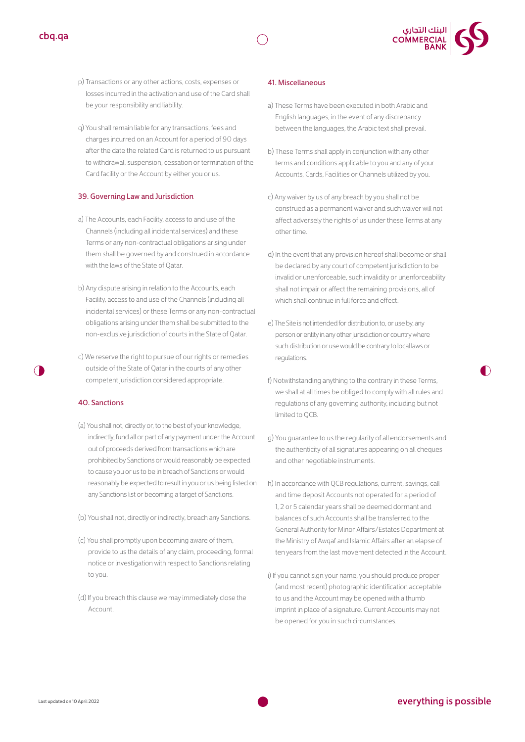p) Transactions or any other actions, costs, expenses or losses incurred in the activation and use of the Card shall be your responsibility and liability.

q) You shall remain liable for any transactions, fees and charges incurred on an Account for a period of 90 days after the date the related Card is returned to us pursuant to withdrawal, suspension, cessation or termination of the Card facility or the Account by either you or us.

## 39. Governing Law and Jurisdiction

a) The Accounts, each Facility, access to and use of the Channels (including all incidental services) and these Terms or any non-contractual obligations arising under them shall be governed by and construed in accordance with the laws of the State of Qatar.

b) Any dispute arising in relation to the Accounts, each Facility, access to and use of the Channels (including all incidental services) or these Terms or any non-contractual obligations arising under them shall be submitted to the non-exclusive jurisdiction of courts in the State of Qatar.

c) We reserve the right to pursue of our rights or remedies outside of the State of Qatar in the courts of any other competent jurisdiction considered appropriate.

## 40. Sanctions

(a) You shall not, directly or, to the best of your knowledge, indirectly, fund all or part of any payment under the Account out of proceeds derived from transactions which are prohibited by Sanctions or would reasonably be expected to cause you or us to be in breach of Sanctions or would reasonably be expected to result in you or us being listed on any Sanctions list or becoming a target of Sanctions.

(b) You shall not, directly or indirectly, breach any Sanctions.

(c) You shall promptly upon becoming aware of them, provide to us the details of any claim, proceeding, formal notice or investigation with respect to Sanctions relating to you.

(d) If you breach this clause we may immediately close the Account.

## 41. Miscellaneous

a) These Terms have been executed in both Arabic and English languages, in the event of any discrepancy between the languages, the Arabic text shall prevail.

b) These Terms shall apply in conjunction with any other terms and conditions applicable to you and any of your Accounts, Cards, Facilities or Channels utilized by you.

c) Any waiver by us of any breach by you shall not be construed as a permanent waiver and such waiver will not affect adversely the rights of us under these Terms at any other time.

d) In the event that any provision hereof shall become or shall be declared by any court of competent jurisdiction to be invalid or unenforceable, such invalidity or unenforceability shall not impair or affect the remaining provisions, all of which shall continue in full force and effect.

e) The Site is not intended for distribution to, or use by, any person or entity in any other jurisdiction or country where such distribution or use would be contrary to local laws or regulations.

f) Notwithstanding anything to the contrary in these Terms, we shall at all times be obliged to comply with all rules and regulations of any governing authority, including but not limited to QCB.

g) You guarantee to us the regularity of all endorsements and the authenticity of all signatures appearing on all cheques and other negotiable instruments.

h) In accordance with QCB regulations, current, savings, call and time deposit Accounts not operated for a period of 1, 2 or 5 calendar years shall be deemed dormant and balances of such Accounts shall be transferred to the General Authority for Minor Affairs/Estates Department at the Ministry of Awqaf and Islamic Affairs after an elapse of ten years from the last movement detected in the Account.

i) If you cannot sign your name, you should produce proper (and most recent) photographic identification acceptable to us and the Account may be opened with a thumb imprint in place of a signature. Current Accounts may not be opened for you in such circumstances.

Last updated on 10 April 2022